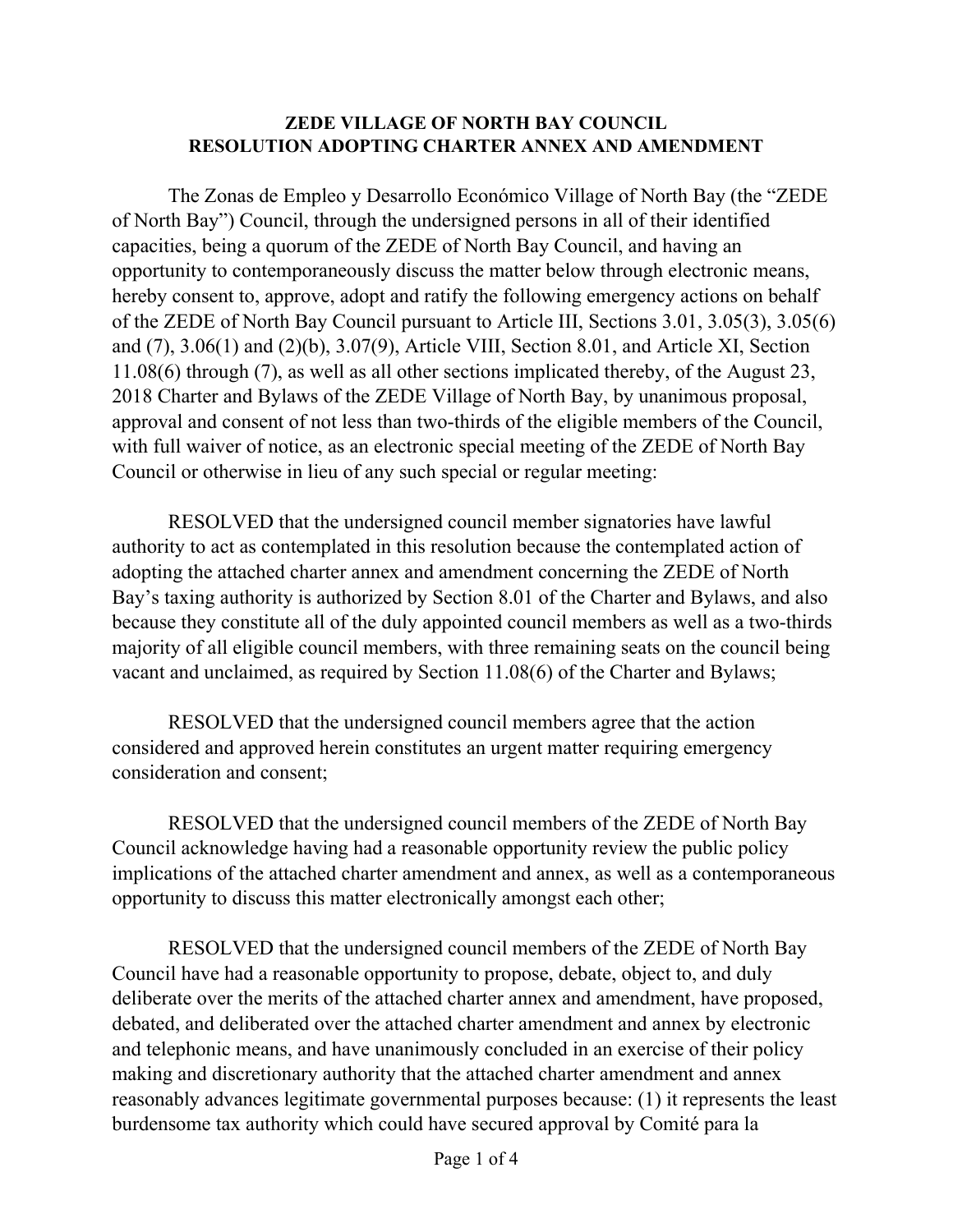**ZEDE VILLAGE OF NORTH BAY COUNCIL**
**RESOLUTION ADOPTING CHARTER ANNEX AND AMENDMENT**

The Zonas de Empleo y Desarrollo Económico Village of North Bay (the "ZEDE of North Bay") Council, through the undersigned persons in all of their identified capacities, being a quorum of the ZEDE of North Bay Council, and having an opportunity to contemporaneously discuss the matter below through electronic means, hereby consent to, approve, adopt and ratify the following emergency actions on behalf of the ZEDE of North Bay Council pursuant to Article III, Sections 3.01, 3.05(3), 3.05(6) and (7), 3.06(1) and (2)(b), 3.07(9), Article VIII, Section 8.01, and Article XI, Section 11.08(6) through (7), as well as all other sections implicated thereby, of the August 23, 2018 Charter and Bylaws of the ZEDE Village of North Bay, by unanimous proposal, approval and consent of not less than two-thirds of the eligible members of the Council, with full waiver of notice, as an electronic special meeting of the ZEDE of North Bay Council or otherwise in lieu of any such special or regular meeting:

RESOLVED that the undersigned council member signatories have lawful authority to act as contemplated in this resolution because the contemplated action of adopting the attached charter annex and amendment concerning the ZEDE of North Bay's taxing authority is authorized by Section 8.01 of the Charter and Bylaws, and also because they constitute all of the duly appointed council members as well as a two-thirds majority of all eligible council members, with three remaining seats on the council being vacant and unclaimed, as required by Section 11.08(6) of the Charter and Bylaws;

RESOLVED that the undersigned council members agree that the action considered and approved herein constitutes an urgent matter requiring emergency consideration and consent;

RESOLVED that the undersigned council members of the ZEDE of North Bay Council acknowledge having had a reasonable opportunity review the public policy implications of the attached charter amendment and annex, as well as a contemporaneous opportunity to discuss this matter electronically amongst each other;

RESOLVED that the undersigned council members of the ZEDE of North Bay Council have had a reasonable opportunity to propose, debate, object to, and duly deliberate over the merits of the attached charter annex and amendment, have proposed, debated, and deliberated over the attached charter amendment and annex by electronic and telephonic means, and have unanimously concluded in an exercise of their policy making and discretionary authority that the attached charter amendment and annex reasonably advances legitimate governmental purposes because: (1) it represents the least burdensome tax authority which could have secured approval by Comité para la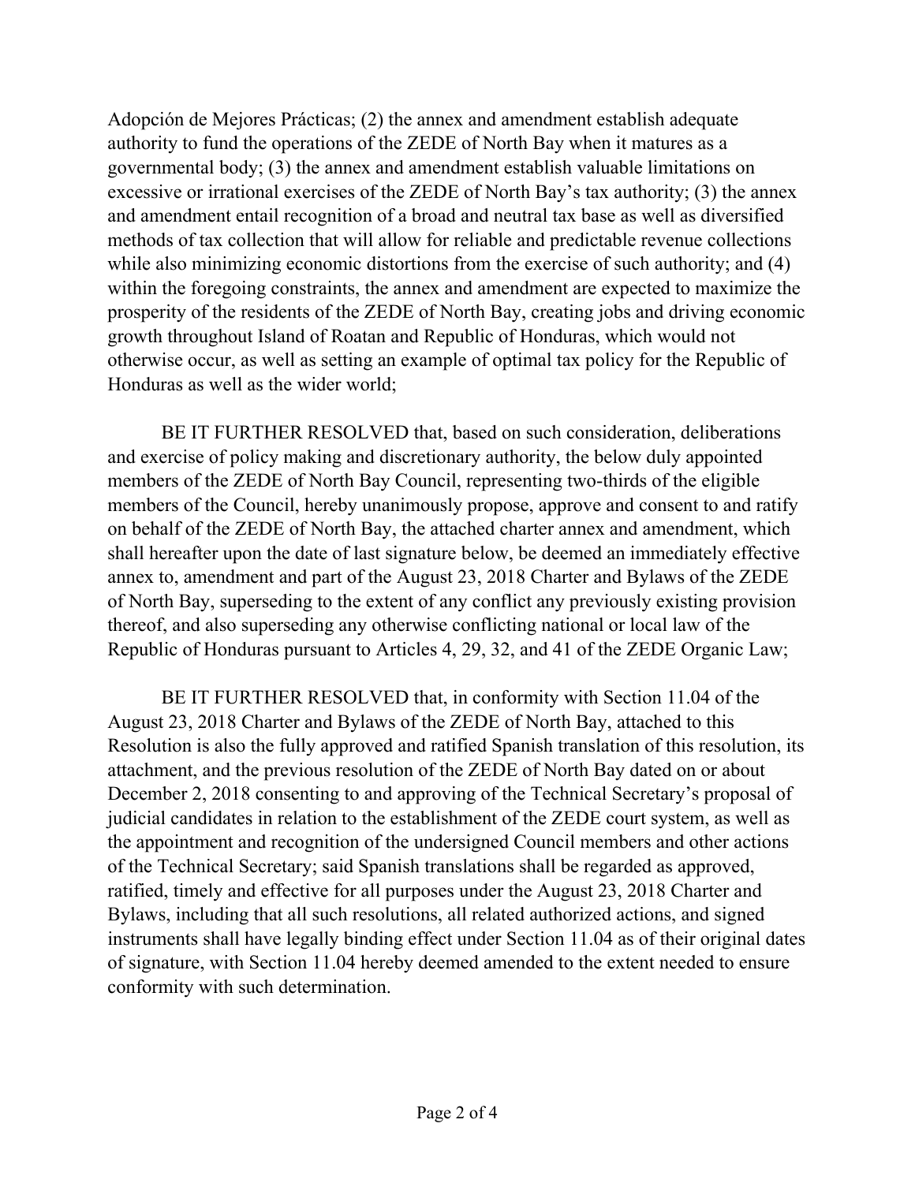Adopción de Mejores Prácticas; (2) the annex and amendment establish adequate authority to fund the operations of the ZEDE of North Bay when it matures as a governmental body; (3) the annex and amendment establish valuable limitations on excessive or irrational exercises of the ZEDE of North Bay's tax authority; (3) the annex and amendment entail recognition of a broad and neutral tax base as well as diversified methods of tax collection that will allow for reliable and predictable revenue collections while also minimizing economic distortions from the exercise of such authority; and (4) within the foregoing constraints, the annex and amendment are expected to maximize the prosperity of the residents of the ZEDE of North Bay, creating jobs and driving economic growth throughout Island of Roatan and Republic of Honduras, which would not otherwise occur, as well as setting an example of optimal tax policy for the Republic of Honduras as well as the wider world;

BE IT FURTHER RESOLVED that, based on such consideration, deliberations and exercise of policy making and discretionary authority, the below duly appointed members of the ZEDE of North Bay Council, representing two-thirds of the eligible members of the Council, hereby unanimously propose, approve and consent to and ratify on behalf of the ZEDE of North Bay, the attached charter annex and amendment, which shall hereafter upon the date of last signature below, be deemed an immediately effective annex to, amendment and part of the August 23, 2018 Charter and Bylaws of the ZEDE of North Bay, superseding to the extent of any conflict any previously existing provision thereof, and also superseding any otherwise conflicting national or local law of the Republic of Honduras pursuant to Articles 4, 29, 32, and 41 of the ZEDE Organic Law;

BE IT FURTHER RESOLVED that, in conformity with Section 11.04 of the August 23, 2018 Charter and Bylaws of the ZEDE of North Bay, attached to this Resolution is also the fully approved and ratified Spanish translation of this resolution, its attachment, and the previous resolution of the ZEDE of North Bay dated on or about December 2, 2018 consenting to and approving of the Technical Secretary's proposal of judicial candidates in relation to the establishment of the ZEDE court system, as well as the appointment and recognition of the undersigned Council members and other actions of the Technical Secretary; said Spanish translations shall be regarded as approved, ratified, timely and effective for all purposes under the August 23, 2018 Charter and Bylaws, including that all such resolutions, all related authorized actions, and signed instruments shall have legally binding effect under Section 11.04 as of their original dates of signature, with Section 11.04 hereby deemed amended to the extent needed to ensure conformity with such determination.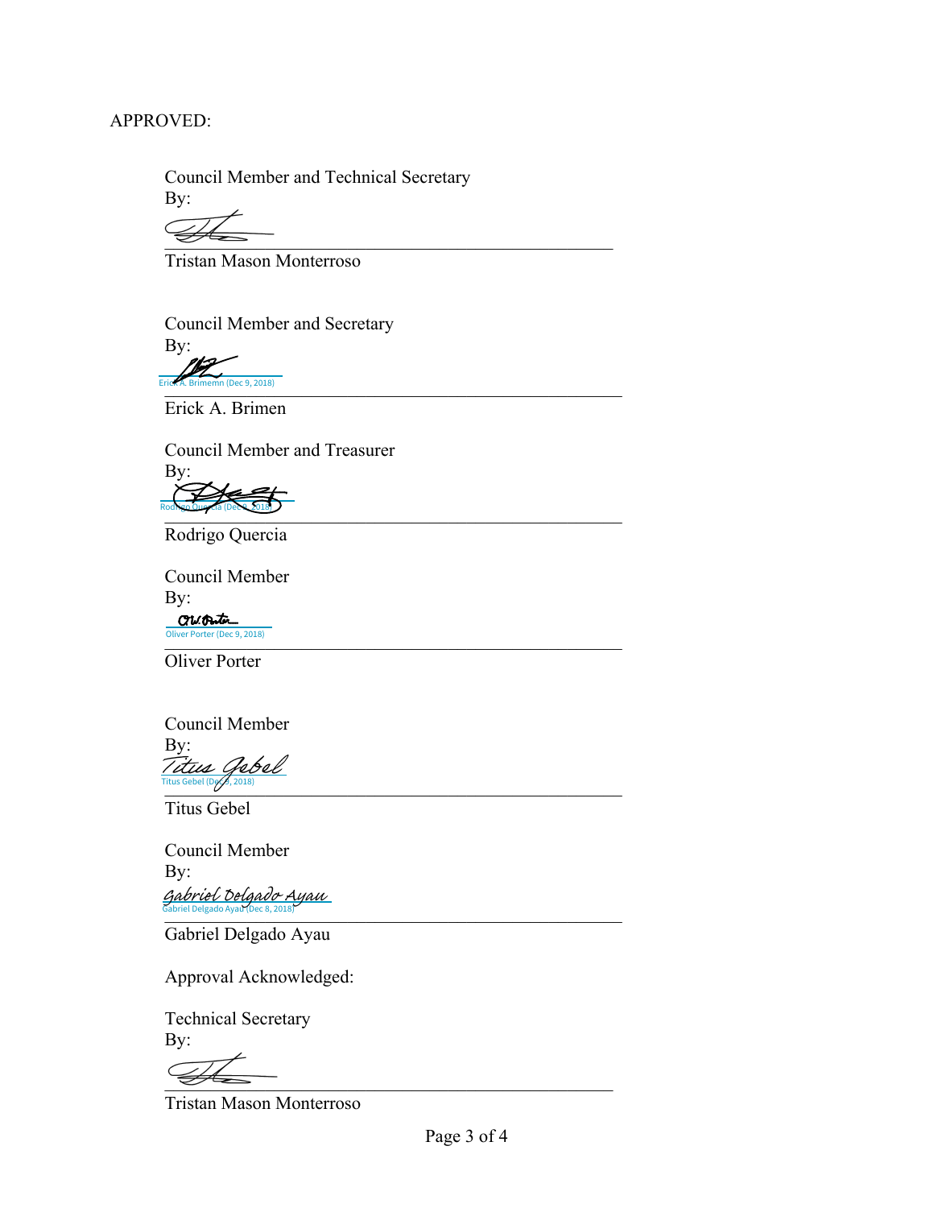APPROVED:

Council Member and Technical Secretary
By:

_______________________________________________
Tristan Mason Monterroso

Council Member and Secretary
By:

Erick A. Brimemn (Dec 9, 2018)
_______________________________________________
Erick A. Brimen

Council Member and Treasurer
By:

Rodrigo Quercia (Dec 9, 2018)
_______________________________________________
Rodrigo Quercia

Council Member
By:

Oliver Porter (Dec 9, 2018)
_______________________________________________
Oliver Porter

Council Member
By:

Titus Gebel (Dec 9, 2018)
_______________________________________________
Titus Gebel

Council Member
By:

Gabriel Delgado Ayau (Dec 8, 2018)
_______________________________________________
Gabriel Delgado Ayau

Approval Acknowledged:

Technical Secretary
By:

_______________________________________________
Tristan Mason Monterroso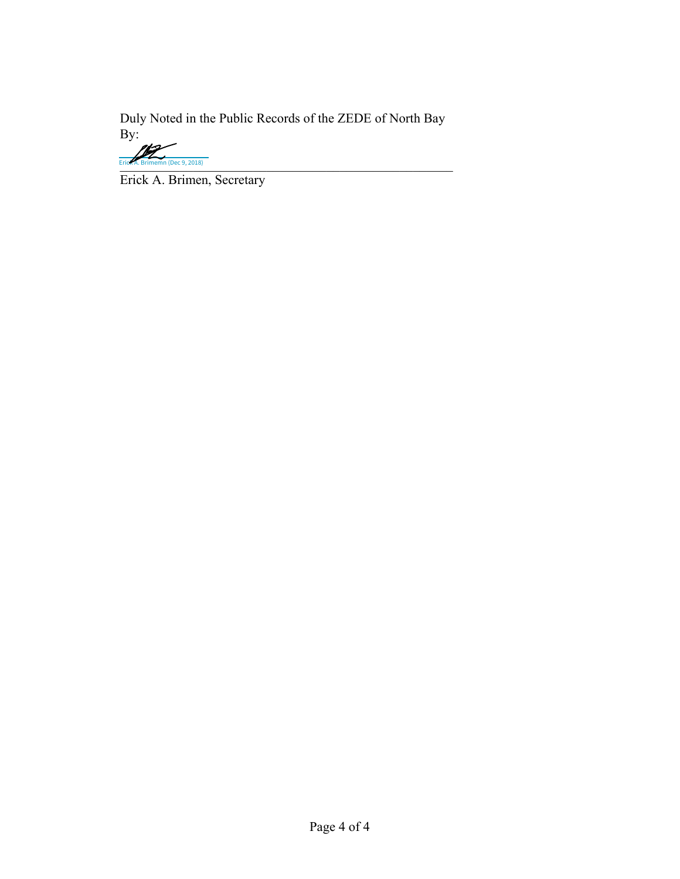Duly Noted in the Public Records of the ZEDE of North Bay
By:

Erick A. Brimemn (Dec 9, 2018)

Erick A. Brimen, Secretary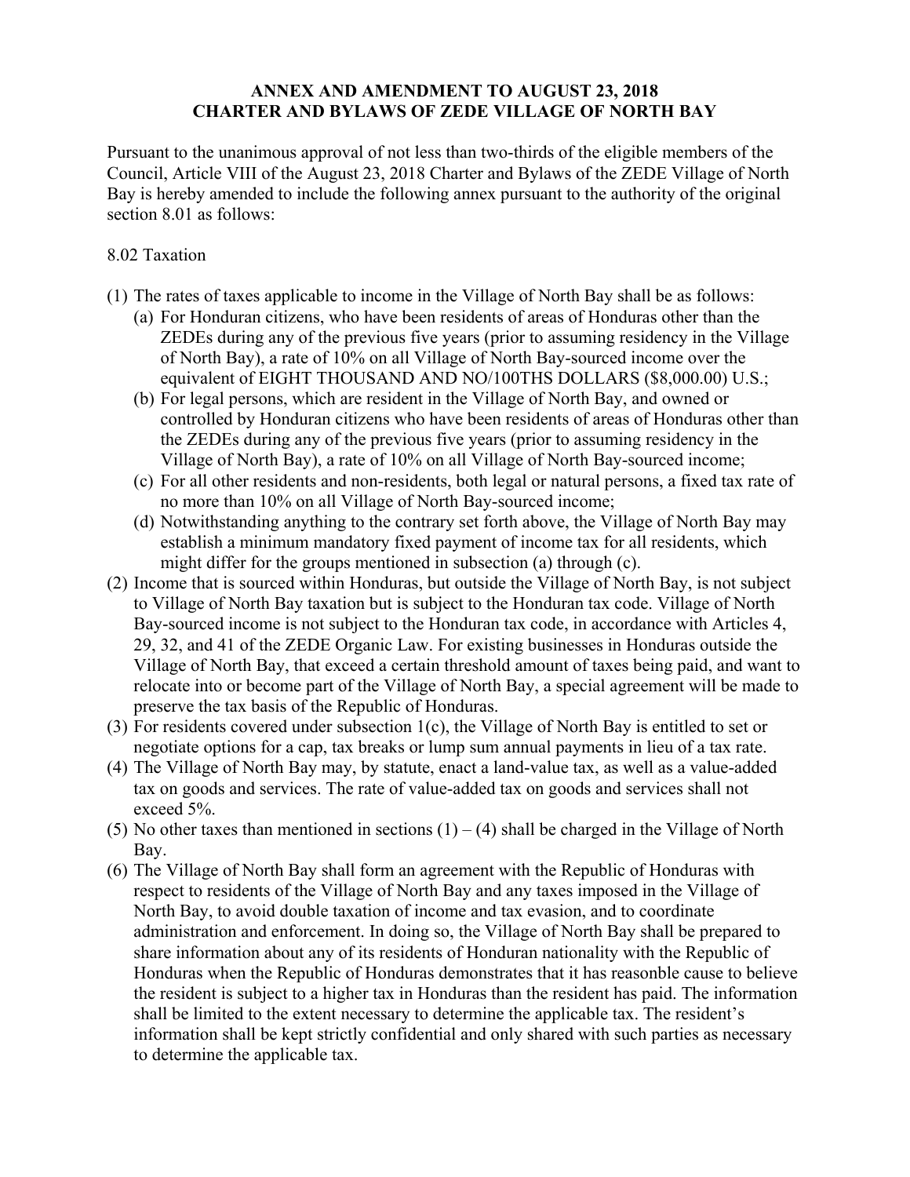# ANNEX AND AMENDMENT TO AUGUST 23, 2018
# CHARTER AND BYLAWS OF ZEDE VILLAGE OF NORTH BAY

Pursuant to the unanimous approval of not less than two-thirds of the eligible members of the Council, Article VIII of the August 23, 2018 Charter and Bylaws of the ZEDE Village of North Bay is hereby amended to include the following annex pursuant to the authority of the original section 8.01 as follows:

8.02 Taxation

(1) The rates of taxes applicable to income in the Village of North Bay shall be as follows:
  (a) For Honduran citizens, who have been residents of areas of Honduras other than the ZEDEs during any of the previous five years (prior to assuming residency in the Village of North Bay), a rate of 10% on all Village of North Bay-sourced income over the equivalent of EIGHT THOUSAND AND NO/100THS DOLLARS ($8,000.00) U.S.;
  (b) For legal persons, which are resident in the Village of North Bay, and owned or controlled by Honduran citizens who have been residents of areas of Honduras other than the ZEDEs during any of the previous five years (prior to assuming residency in the Village of North Bay), a rate of 10% on all Village of North Bay-sourced income;
  (c) For all other residents and non-residents, both legal or natural persons, a fixed tax rate of no more than 10% on all Village of North Bay-sourced income;
  (d) Notwithstanding anything to the contrary set forth above, the Village of North Bay may establish a minimum mandatory fixed payment of income tax for all residents, which might differ for the groups mentioned in subsection (a) through (c).

(2) Income that is sourced within Honduras, but outside the Village of North Bay, is not subject to Village of North Bay taxation but is subject to the Honduran tax code. Village of North Bay-sourced income is not subject to the Honduran tax code, in accordance with Articles 4, 29, 32, and 41 of the ZEDE Organic Law. For existing businesses in Honduras outside the Village of North Bay, that exceed a certain threshold amount of taxes being paid, and want to relocate into or become part of the Village of North Bay, a special agreement will be made to preserve the tax basis of the Republic of Honduras.

(3) For residents covered under subsection 1(c), the Village of North Bay is entitled to set or negotiate options for a cap, tax breaks or lump sum annual payments in lieu of a tax rate.

(4) The Village of North Bay may, by statute, enact a land-value tax, as well as a value-added tax on goods and services. The rate of value-added tax on goods and services shall not exceed 5%.

(5) No other taxes than mentioned in sections (1) – (4) shall be charged in the Village of North Bay.

(6) The Village of North Bay shall form an agreement with the Republic of Honduras with respect to residents of the Village of North Bay and any taxes imposed in the Village of North Bay, to avoid double taxation of income and tax evasion, and to coordinate administration and enforcement. In doing so, the Village of North Bay shall be prepared to share information about any of its residents of Honduran nationality with the Republic of Honduras when the Republic of Honduras demonstrates that it has reasonble cause to believe the resident is subject to a higher tax in Honduras than the resident has paid. The information shall be limited to the extent necessary to determine the applicable tax. The resident's information shall be kept strictly confidential and only shared with such parties as necessary to determine the applicable tax.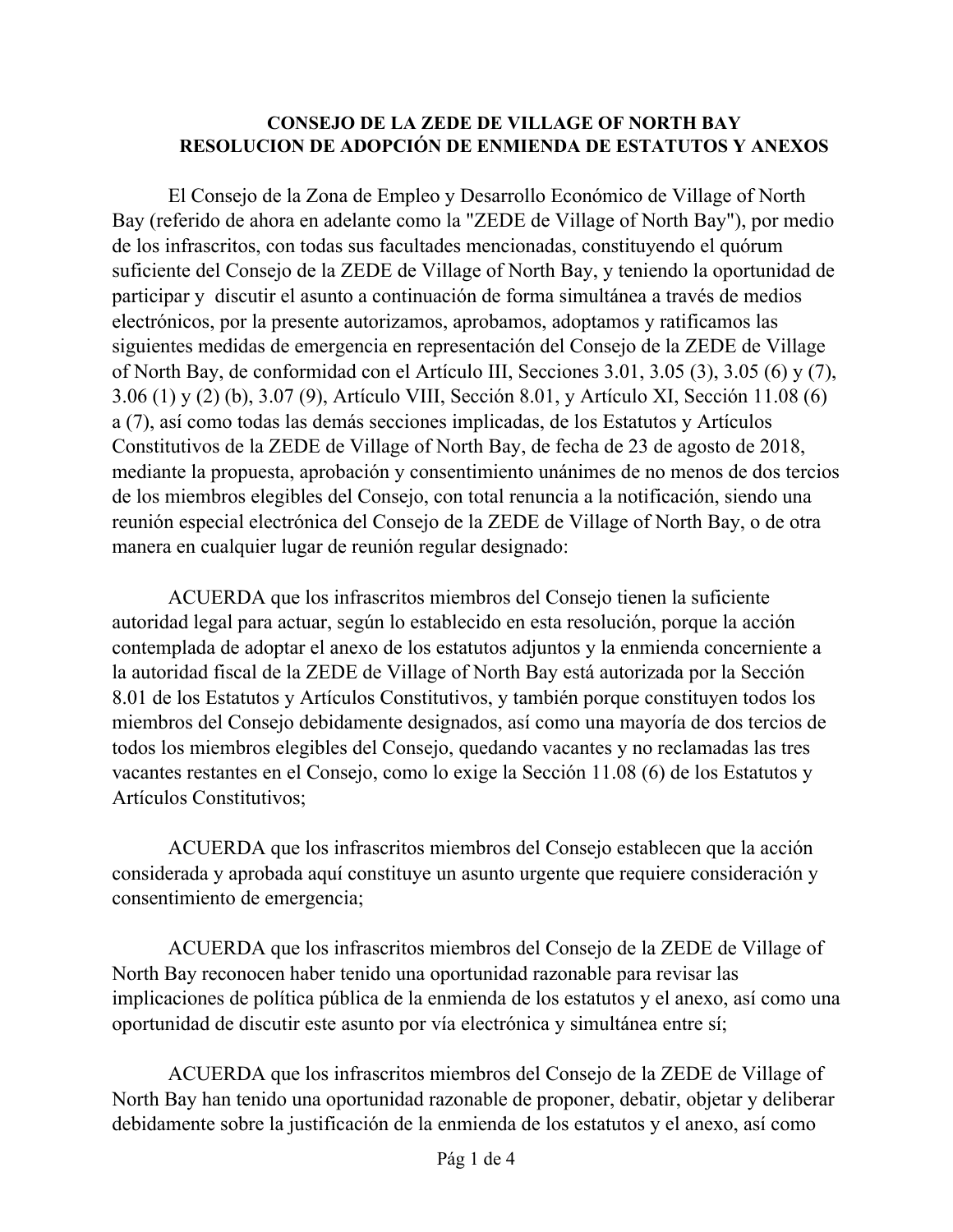**CONSEJO DE LA ZEDE DE VILLAGE OF NORTH BAY**
**RESOLUCION DE ADOPCIÓN DE ENMIENDA DE ESTATUTOS Y ANEXOS**

El Consejo de la Zona de Empleo y Desarrollo Económico de Village of North Bay (referido de ahora en adelante como la "ZEDE de Village of North Bay"), por medio de los infrascritos, con todas sus facultades mencionadas, constituyendo el quórum suficiente del Consejo de la ZEDE de Village of North Bay, y teniendo la oportunidad de participar y discutir el asunto a continuación de forma simultánea a través de medios electrónicos, por la presente autorizamos, aprobamos, adoptamos y ratificamos las siguientes medidas de emergencia en representación del Consejo de la ZEDE de Village of North Bay, de conformidad con el Artículo III, Secciones 3.01, 3.05 (3), 3.05 (6) y (7), 3.06 (1) y (2) (b), 3.07 (9), Artículo VIII, Sección 8.01, y Artículo XI, Sección 11.08 (6) a (7), así como todas las demás secciones implicadas, de los Estatutos y Artículos Constitutivos de la ZEDE de Village of North Bay, de fecha de 23 de agosto de 2018, mediante la propuesta, aprobación y consentimiento unánimes de no menos de dos tercios de los miembros elegibles del Consejo, con total renuncia a la notificación, siendo una reunión especial electrónica del Consejo de la ZEDE de Village of North Bay, o de otra manera en cualquier lugar de reunión regular designado:

ACUERDA que los infrascritos miembros del Consejo tienen la suficiente autoridad legal para actuar, según lo establecido en esta resolución, porque la acción contemplada de adoptar el anexo de los estatutos adjuntos y la enmienda concerniente a la autoridad fiscal de la ZEDE de Village of North Bay está autorizada por la Sección 8.01 de los Estatutos y Artículos Constitutivos, y también porque constituyen todos los miembros del Consejo debidamente designados, así como una mayoría de dos tercios de todos los miembros elegibles del Consejo, quedando vacantes y no reclamadas las tres vacantes restantes en el Consejo, como lo exige la Sección 11.08 (6) de los Estatutos y Artículos Constitutivos;

ACUERDA que los infrascritos miembros del Consejo establecen que la acción considerada y aprobada aquí constituye un asunto urgente que requiere consideración y consentimiento de emergencia;

ACUERDA que los infrascritos miembros del Consejo de la ZEDE de Village of North Bay reconocen haber tenido una oportunidad razonable para revisar las implicaciones de política pública de la enmienda de los estatutos y el anexo, así como una oportunidad de discutir este asunto por vía electrónica y simultánea entre sí;

ACUERDA que los infrascritos miembros del Consejo de la ZEDE de Village of North Bay han tenido una oportunidad razonable de proponer, debatir, objetar y deliberar debidamente sobre la justificación de la enmienda de los estatutos y el anexo, así como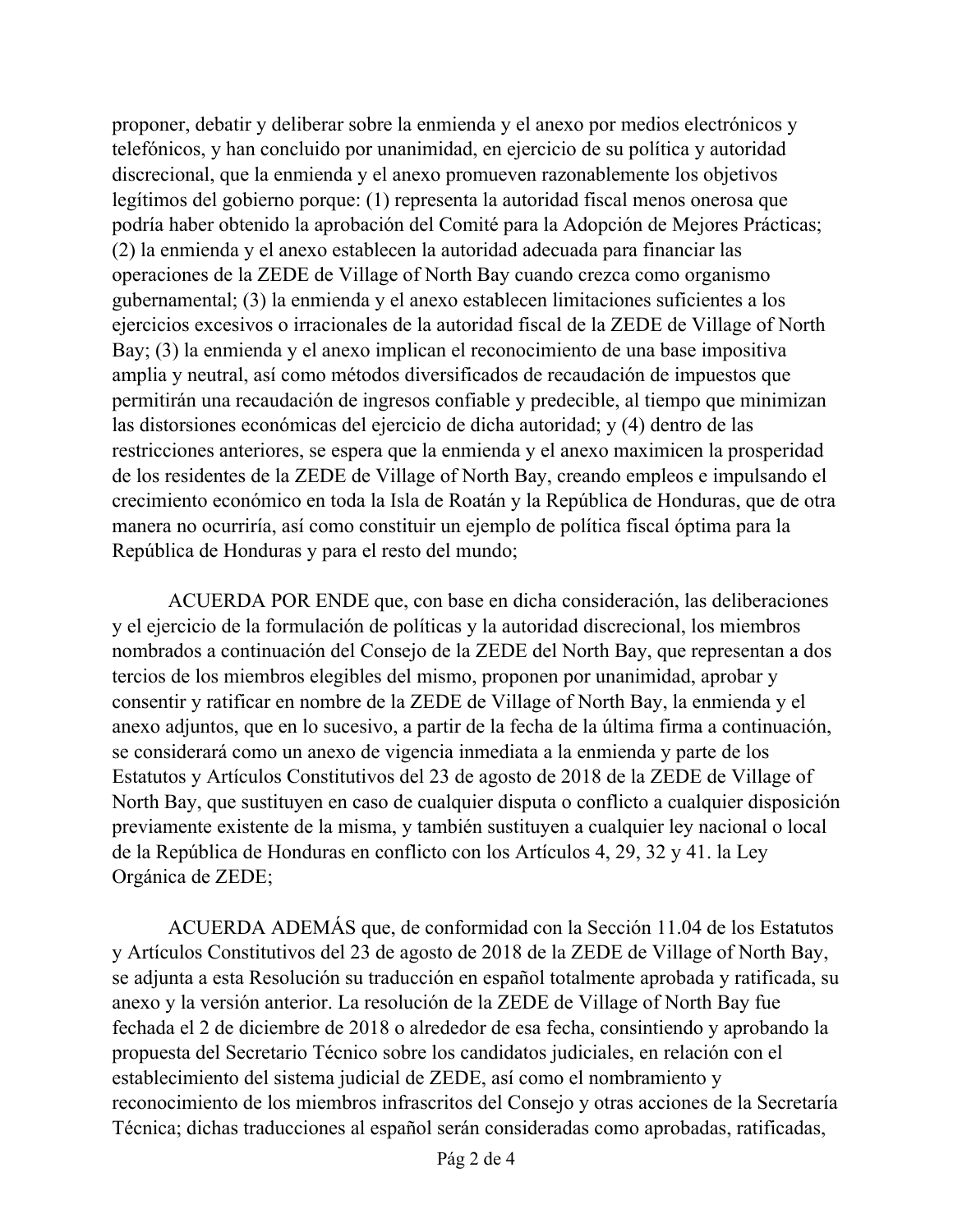proponer, debatir y deliberar sobre la enmienda y el anexo por medios electrónicos y telefónicos, y han concluido por unanimidad, en ejercicio de su política y autoridad discrecional, que la enmienda y el anexo promueven razonablemente los objetivos legítimos del gobierno porque: (1) representa la autoridad fiscal menos onerosa que podría haber obtenido la aprobación del Comité para la Adopción de Mejores Prácticas; (2) la enmienda y el anexo establecen la autoridad adecuada para financiar las operaciones de la ZEDE de Village of North Bay cuando crezca como organismo gubernamental; (3) la enmienda y el anexo establecen limitaciones suficientes a los ejercicios excesivos o irracionales de la autoridad fiscal de la ZEDE de Village of North Bay; (3) la enmienda y el anexo implican el reconocimiento de una base impositiva amplia y neutral, así como métodos diversificados de recaudación de impuestos que permitirán una recaudación de ingresos confiable y predecible, al tiempo que minimizan las distorsiones económicas del ejercicio de dicha autoridad; y (4) dentro de las restricciones anteriores, se espera que la enmienda y el anexo maximicen la prosperidad de los residentes de la ZEDE de Village of North Bay, creando empleos e impulsando el crecimiento económico en toda la Isla de Roatán y la República de Honduras, que de otra manera no ocurriría, así como constituir un ejemplo de política fiscal óptima para la República de Honduras y para el resto del mundo;

ACUERDA POR ENDE que, con base en dicha consideración, las deliberaciones y el ejercicio de la formulación de políticas y la autoridad discrecional, los miembros nombrados a continuación del Consejo de la ZEDE del North Bay, que representan a dos tercios de los miembros elegibles del mismo, proponen por unanimidad, aprobar y consentir y ratificar en nombre de la ZEDE de Village of North Bay, la enmienda y el anexo adjuntos, que en lo sucesivo, a partir de la fecha de la última firma a continuación, se considerará como un anexo de vigencia inmediata a la enmienda y parte de los Estatutos y Artículos Constitutivos del 23 de agosto de 2018 de la ZEDE de Village of North Bay, que sustituyen en caso de cualquier disputa o conflicto a cualquier disposición previamente existente de la misma, y también sustituyen a cualquier ley nacional o local de la República de Honduras en conflicto con los Artículos 4, 29, 32 y 41. la Ley Orgánica de ZEDE;

ACUERDA ADEMÁS que, de conformidad con la Sección 11.04 de los Estatutos y Artículos Constitutivos del 23 de agosto de 2018 de la ZEDE de Village of North Bay, se adjunta a esta Resolución su traducción en español totalmente aprobada y ratificada, su anexo y la versión anterior. La resolución de la ZEDE de Village of North Bay fue fechada el 2 de diciembre de 2018 o alrededor de esa fecha, consintiendo y aprobando la propuesta del Secretario Técnico sobre los candidatos judiciales, en relación con el establecimiento del sistema judicial de ZEDE, así como el nombramiento y reconocimiento de los miembros infrascritos del Consejo y otras acciones de la Secretaría Técnica; dichas traducciones al español serán consideradas como aprobadas, ratificadas,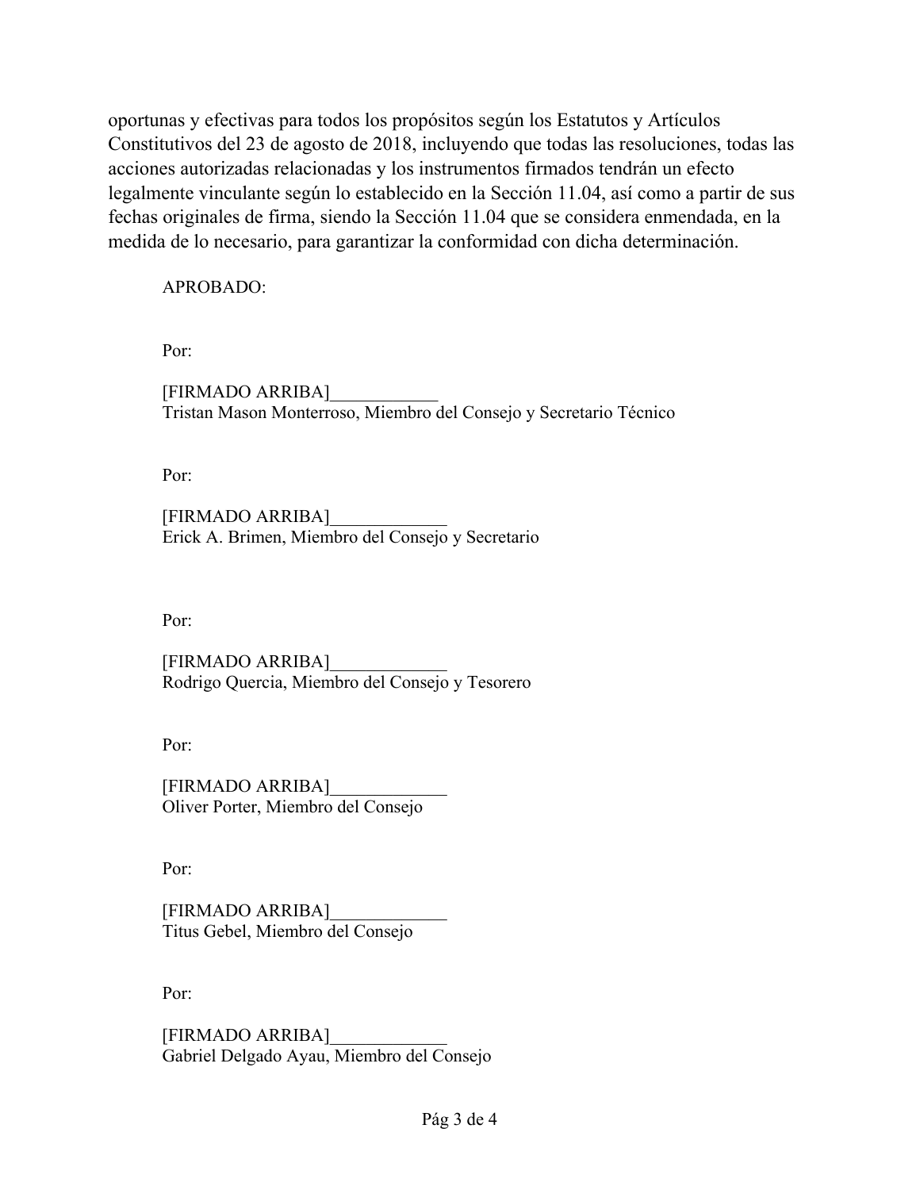oportunas y efectivas para todos los propósitos según los Estatutos y Artículos Constitutivos del 23 de agosto de 2018, incluyendo que todas las resoluciones, todas las acciones autorizadas relacionadas y los instrumentos firmados tendrán un efecto legalmente vinculante según lo establecido en la Sección 11.04, así como a partir de sus fechas originales de firma, siendo la Sección 11.04 que se considera enmendada, en la medida de lo necesario, para garantizar la conformidad con dicha determinación.

APROBADO:

Por:

[FIRMADO ARRIBA]____________
Tristan Mason Monterroso, Miembro del Consejo y Secretario Técnico

Por:

[FIRMADO ARRIBA]_____________
Erick A. Brimen, Miembro del Consejo y Secretario

Por:

[FIRMADO ARRIBA]_____________
Rodrigo Quercia, Miembro del Consejo y Tesorero

Por:

[FIRMADO ARRIBA]_____________
Oliver Porter, Miembro del Consejo

Por:

[FIRMADO ARRIBA]_____________
Titus Gebel, Miembro del Consejo

Por:

[FIRMADO ARRIBA]_____________
Gabriel Delgado Ayau, Miembro del Consejo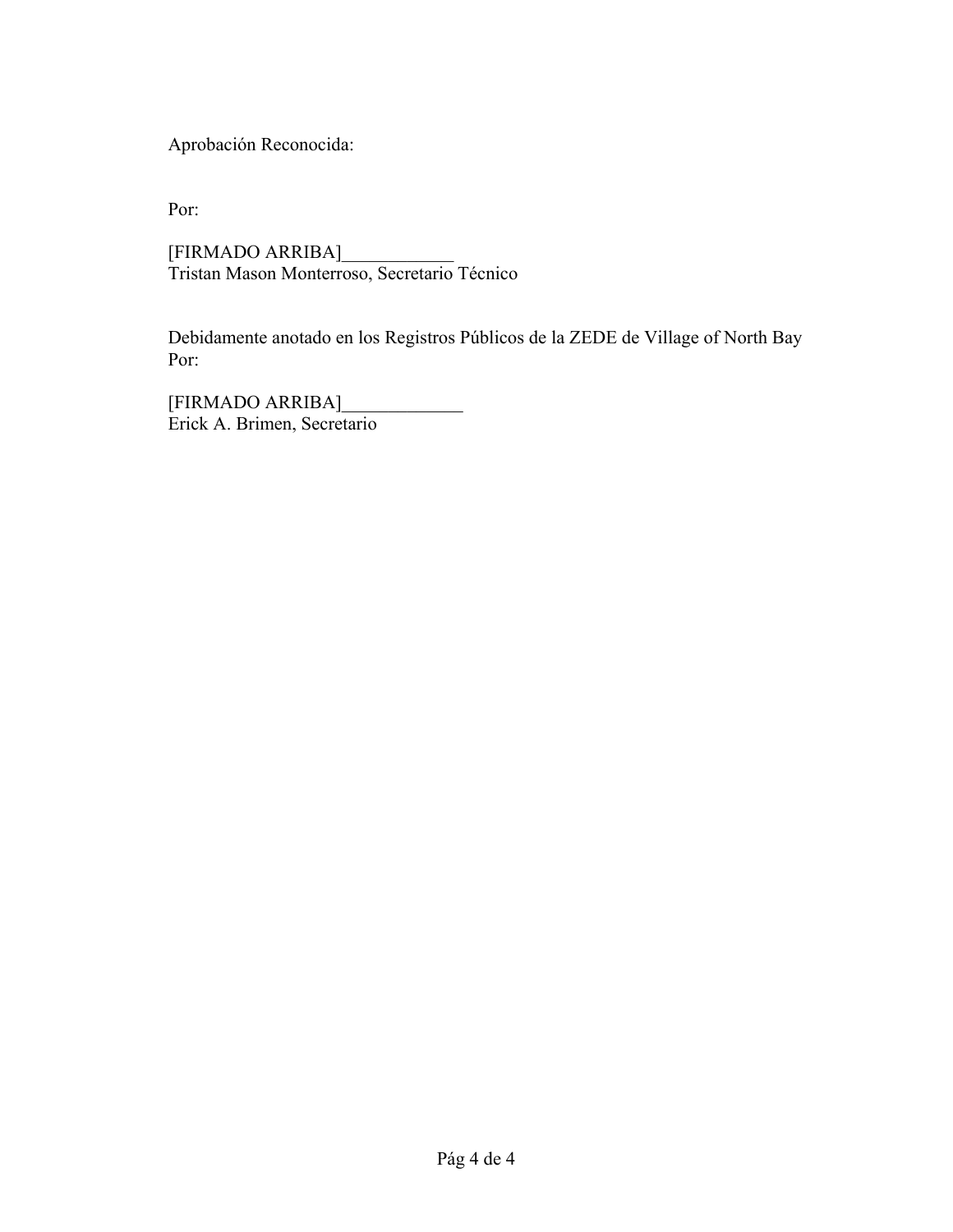Aprobación Reconocida:

Por:

[FIRMADO ARRIBA]____________
Tristan Mason Monterroso, Secretario Técnico

Debidamente anotado en los Registros Públicos de la ZEDE de Village of North Bay
Por:

[FIRMADO ARRIBA]_____________
Erick A. Brimen, Secretario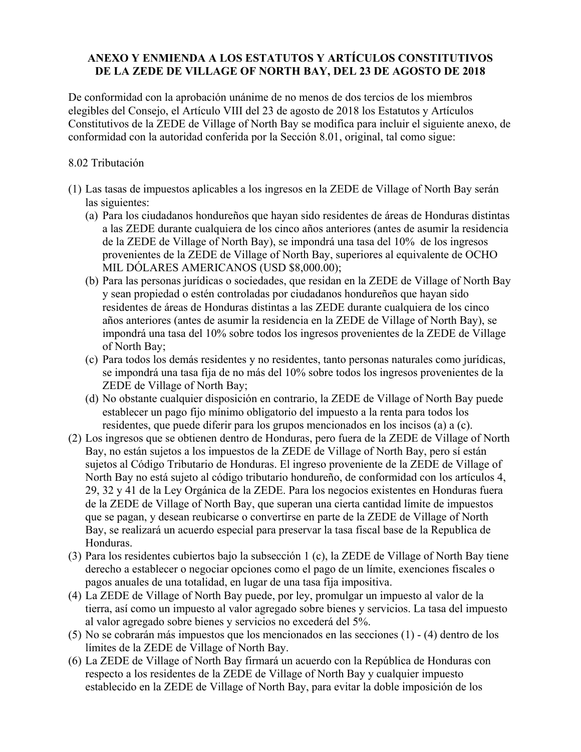**ANEXO Y ENMIENDA A LOS ESTATUTOS Y ARTÍCULOS CONSTITUTIVOS DE LA ZEDE DE VILLAGE OF NORTH BAY, DEL 23 DE AGOSTO DE 2018**

De conformidad con la aprobación unánime de no menos de dos tercios de los miembros elegibles del Consejo, el Artículo VIII del 23 de agosto de 2018 los Estatutos y Artículos Constitutivos de la ZEDE de Village of North Bay se modifica para incluir el siguiente anexo, de conformidad con la autoridad conferida por la Sección 8.01, original, tal como sigue:

8.02 Tributación

(1) Las tasas de impuestos aplicables a los ingresos en la ZEDE de Village of North Bay serán las siguientes:
   (a) Para los ciudadanos hondureños que hayan sido residentes de áreas de Honduras distintas a las ZEDE durante cualquiera de los cinco años anteriores (antes de asumir la residencia de la ZEDE de Village of North Bay), se impondrá una tasa del 10% de los ingresos provenientes de la ZEDE de Village of North Bay, superiores al equivalente de OCHO MIL DÓLARES AMERICANOS (USD $8,000.00);
   (b) Para las personas jurídicas o sociedades, que residan en la ZEDE de Village of North Bay y sean propiedad o estén controladas por ciudadanos hondureños que hayan sido residentes de áreas de Honduras distintas a las ZEDE durante cualquiera de los cinco años anteriores (antes de asumir la residencia en la ZEDE de Village of North Bay), se impondrá una tasa del 10% sobre todos los ingresos provenientes de la ZEDE de Village of North Bay;
   (c) Para todos los demás residentes y no residentes, tanto personas naturales como jurídicas, se impondrá una tasa fija de no más del 10% sobre todos los ingresos provenientes de la ZEDE de Village of North Bay;
   (d) No obstante cualquier disposición en contrario, la ZEDE de Village of North Bay puede establecer un pago fijo mínimo obligatorio del impuesto a la renta para todos los residentes, que puede diferir para los grupos mencionados en los incisos (a) a (c).
(2) Los ingresos que se obtienen dentro de Honduras, pero fuera de la ZEDE de Village of North Bay, no están sujetos a los impuestos de la ZEDE de Village of North Bay, pero sí están sujetos al Código Tributario de Honduras. El ingreso proveniente de la ZEDE de Village of North Bay no está sujeto al código tributario hondureño, de conformidad con los artículos 4, 29, 32 y 41 de la Ley Orgánica de la ZEDE. Para los negocios existentes en Honduras fuera de la ZEDE de Village of North Bay, que superan una cierta cantidad límite de impuestos que se pagan, y desean reubicarse o convertirse en parte de la ZEDE de Village of North Bay, se realizará un acuerdo especial para preservar la tasa fiscal base de la Republica de Honduras.
(3) Para los residentes cubiertos bajo la subsección 1 (c), la ZEDE de Village of North Bay tiene derecho a establecer o negociar opciones como el pago de un límite, exenciones fiscales o pagos anuales de una totalidad, en lugar de una tasa fija impositiva.
(4) La ZEDE de Village of North Bay puede, por ley, promulgar un impuesto al valor de la tierra, así como un impuesto al valor agregado sobre bienes y servicios. La tasa del impuesto al valor agregado sobre bienes y servicios no excederá del 5%.
(5) No se cobrarán más impuestos que los mencionados en las secciones (1) - (4) dentro de los límites de la ZEDE de Village of North Bay.
(6) La ZEDE de Village of North Bay firmará un acuerdo con la República de Honduras con respecto a los residentes de la ZEDE de Village of North Bay y cualquier impuesto establecido en la ZEDE de Village of North Bay, para evitar la doble imposición de los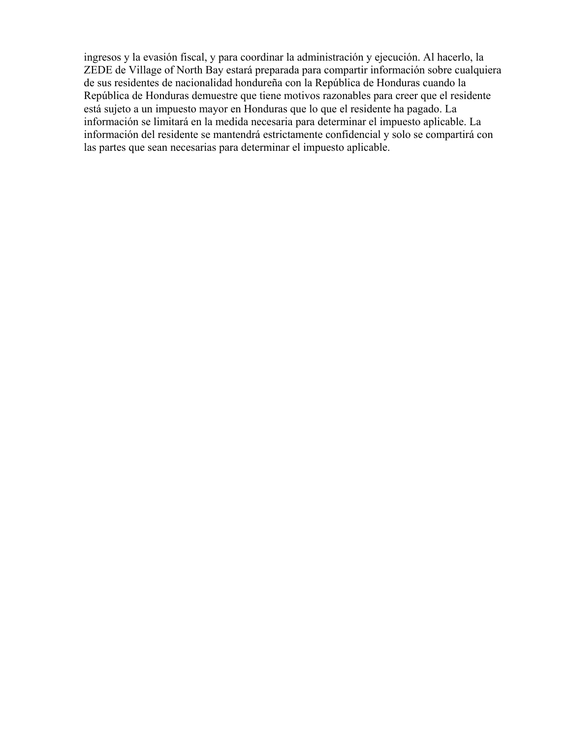ingresos y la evasión fiscal, y para coordinar la administración y ejecución. Al hacerlo, la ZEDE de Village of North Bay estará preparada para compartir información sobre cualquiera de sus residentes de nacionalidad hondureña con la República de Honduras cuando la República de Honduras demuestre que tiene motivos razonables para creer que el residente está sujeto a un impuesto mayor en Honduras que lo que el residente ha pagado. La información se limitará en la medida necesaria para determinar el impuesto aplicable. La información del residente se mantendrá estrictamente confidencial y solo se compartirá con las partes que sean necesarias para determinar el impuesto aplicable.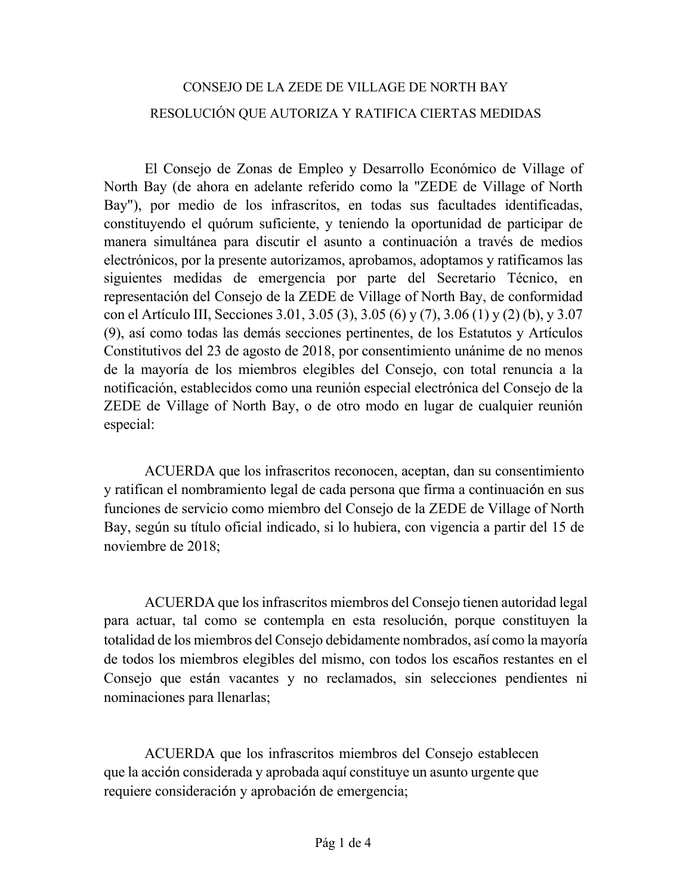CONSEJO DE LA ZEDE DE VILLAGE DE NORTH BAY

RESOLUCIÓN QUE AUTORIZA Y RATIFICA CIERTAS MEDIDAS

El Consejo de Zonas de Empleo y Desarrollo Económico de Village of North Bay (de ahora en adelante referido como la "ZEDE de Village of North Bay"), por medio de los infrascritos, en todas sus facultades identificadas, constituyendo el quórum suficiente, y teniendo la oportunidad de participar de manera simultánea para discutir el asunto a continuación a través de medios electrónicos, por la presente autorizamos, aprobamos, adoptamos y ratificamos las siguientes medidas de emergencia por parte del Secretario Técnico, en representación del Consejo de la ZEDE de Village of North Bay, de conformidad con el Artículo III, Secciones 3.01, 3.05 (3), 3.05 (6) y (7), 3.06 (1) y (2) (b), y 3.07 (9), así como todas las demás secciones pertinentes, de los Estatutos y Artículos Constitutivos del 23 de agosto de 2018, por consentimiento unánime de no menos de la mayoría de los miembros elegibles del Consejo, con total renuncia a la notificación, establecidos como una reunión especial electrónica del Consejo de la ZEDE de Village of North Bay, o de otro modo en lugar de cualquier reunión especial:

ACUERDA que los infrascritos reconocen, aceptan, dan su consentimiento y ratifican el nombramiento legal de cada persona que firma a continuación en sus funciones de servicio como miembro del Consejo de la ZEDE de Village of North Bay, según su título oficial indicado, si lo hubiera, con vigencia a partir del 15 de noviembre de 2018;

ACUERDA que los infrascritos miembros del Consejo tienen autoridad legal para actuar, tal como se contempla en esta resolución, porque constituyen la totalidad de los miembros del Consejo debidamente nombrados, así como la mayoría de todos los miembros elegibles del mismo, con todos los escaños restantes en el Consejo que están vacantes y no reclamados, sin selecciones pendientes ni nominaciones para llenarlas;

ACUERDA que los infrascritos miembros del Consejo establecen que la acción considerada y aprobada aquí constituye un asunto urgente que requiere consideración y aprobación de emergencia;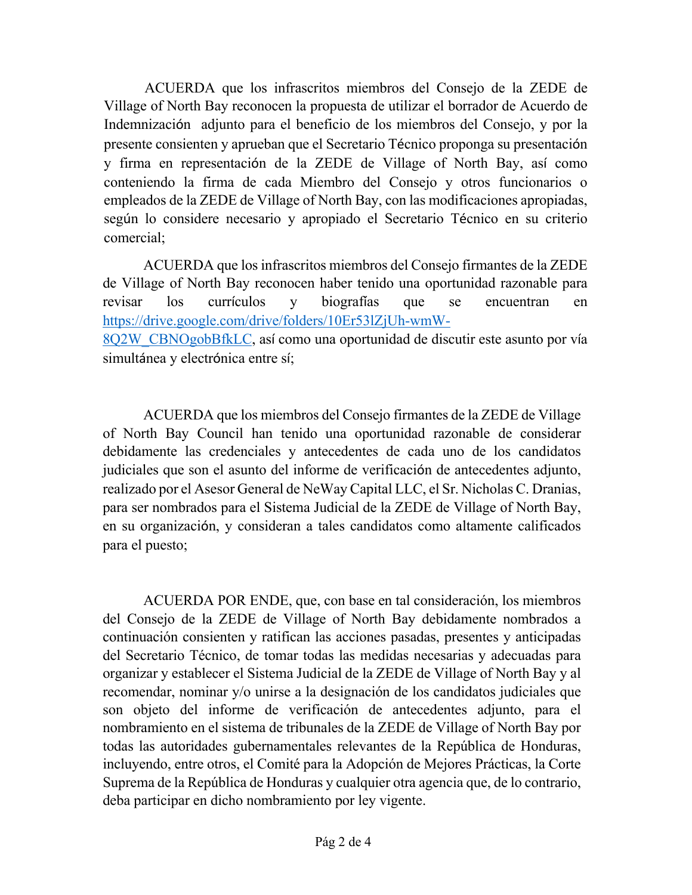ACUERDA que los infrascritos miembros del Consejo de la ZEDE de Village of North Bay reconocen la propuesta de utilizar el borrador de Acuerdo de Indemnización adjunto para el beneficio de los miembros del Consejo, y por la presente consienten y aprueban que el Secretario Técnico proponga su presentación y firma en representación de la ZEDE de Village of North Bay, así como conteniendo la firma de cada Miembro del Consejo y otros funcionarios o empleados de la ZEDE de Village of North Bay, con las modificaciones apropiadas, según lo considere necesario y apropiado el Secretario Técnico en su criterio comercial;

ACUERDA que los infrascritos miembros del Consejo firmantes de la ZEDE de Village of North Bay reconocen haber tenido una oportunidad razonable para revisar los currículos y biografías que se encuentran en https://drive.google.com/drive/folders/10Er53lZjUh-wmW-8Q2W_CBNOgobBfkLC, así como una oportunidad de discutir este asunto por vía simultánea y electrónica entre sí;

ACUERDA que los miembros del Consejo firmantes de la ZEDE de Village of North Bay Council han tenido una oportunidad razonable de considerar debidamente las credenciales y antecedentes de cada uno de los candidatos judiciales que son el asunto del informe de verificación de antecedentes adjunto, realizado por el Asesor General de NeWay Capital LLC, el Sr. Nicholas C. Dranias, para ser nombrados para el Sistema Judicial de la ZEDE de Village of North Bay, en su organización, y consideran a tales candidatos como altamente calificados para el puesto;

ACUERDA POR ENDE, que, con base en tal consideración, los miembros del Consejo de la ZEDE de Village of North Bay debidamente nombrados a continuación consienten y ratifican las acciones pasadas, presentes y anticipadas del Secretario Técnico, de tomar todas las medidas necesarias y adecuadas para organizar y establecer el Sistema Judicial de la ZEDE de Village of North Bay y al recomendar, nominar y/o unirse a la designación de los candidatos judiciales que son objeto del informe de verificación de antecedentes adjunto, para el nombramiento en el sistema de tribunales de la ZEDE de Village of North Bay por todas las autoridades gubernamentales relevantes de la República de Honduras, incluyendo, entre otros, el Comité para la Adopción de Mejores Prácticas, la Corte Suprema de la República de Honduras y cualquier otra agencia que, de lo contrario, deba participar en dicho nombramiento por ley vigente.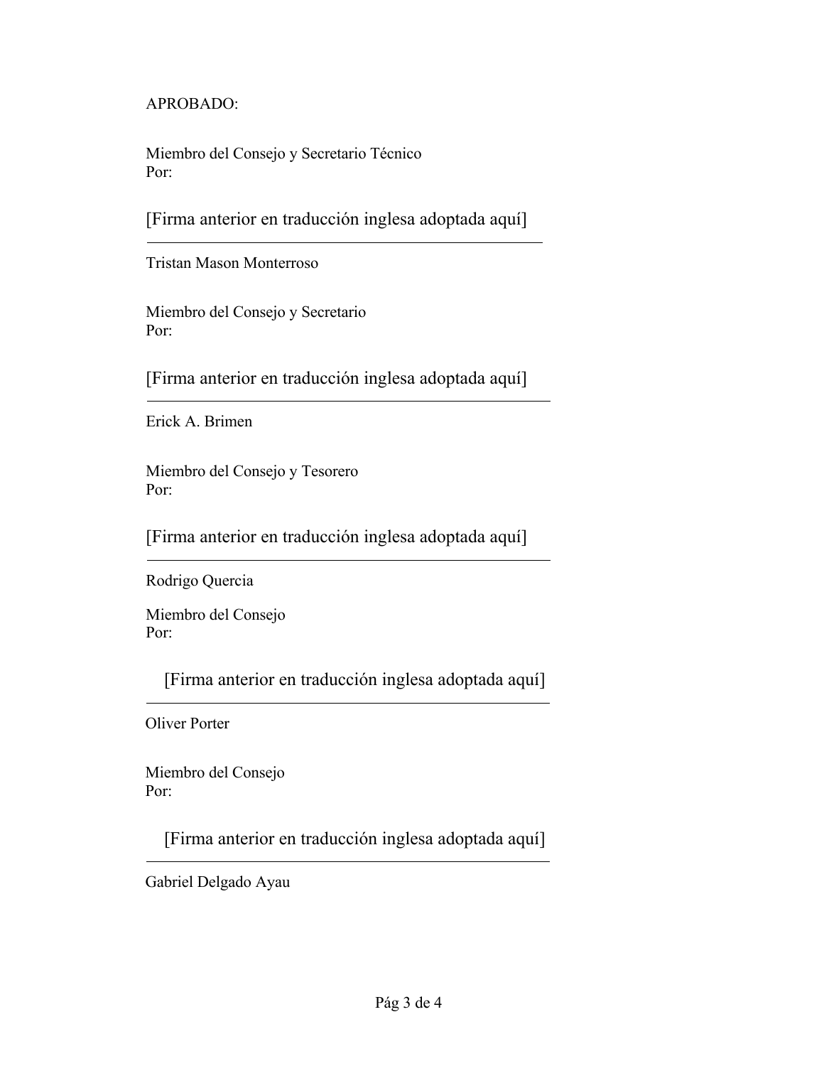APROBADO:

Miembro del Consejo y Secretario Técnico
Por:

[Firma anterior en traducción inglesa adoptada aquí]

---

Tristan Mason Monterroso

Miembro del Consejo y Secretario
Por:

[Firma anterior en traducción inglesa adoptada aquí]

---

Erick A. Brimen

Miembro del Consejo y Tesorero
Por:

[Firma anterior en traducción inglesa adoptada aquí]

---

Rodrigo Quercia

Miembro del Consejo
Por:

[Firma anterior en traducción inglesa adoptada aquí]

---

Oliver Porter

Miembro del Consejo
Por:

[Firma anterior en traducción inglesa adoptada aquí]

---

Gabriel Delgado Ayau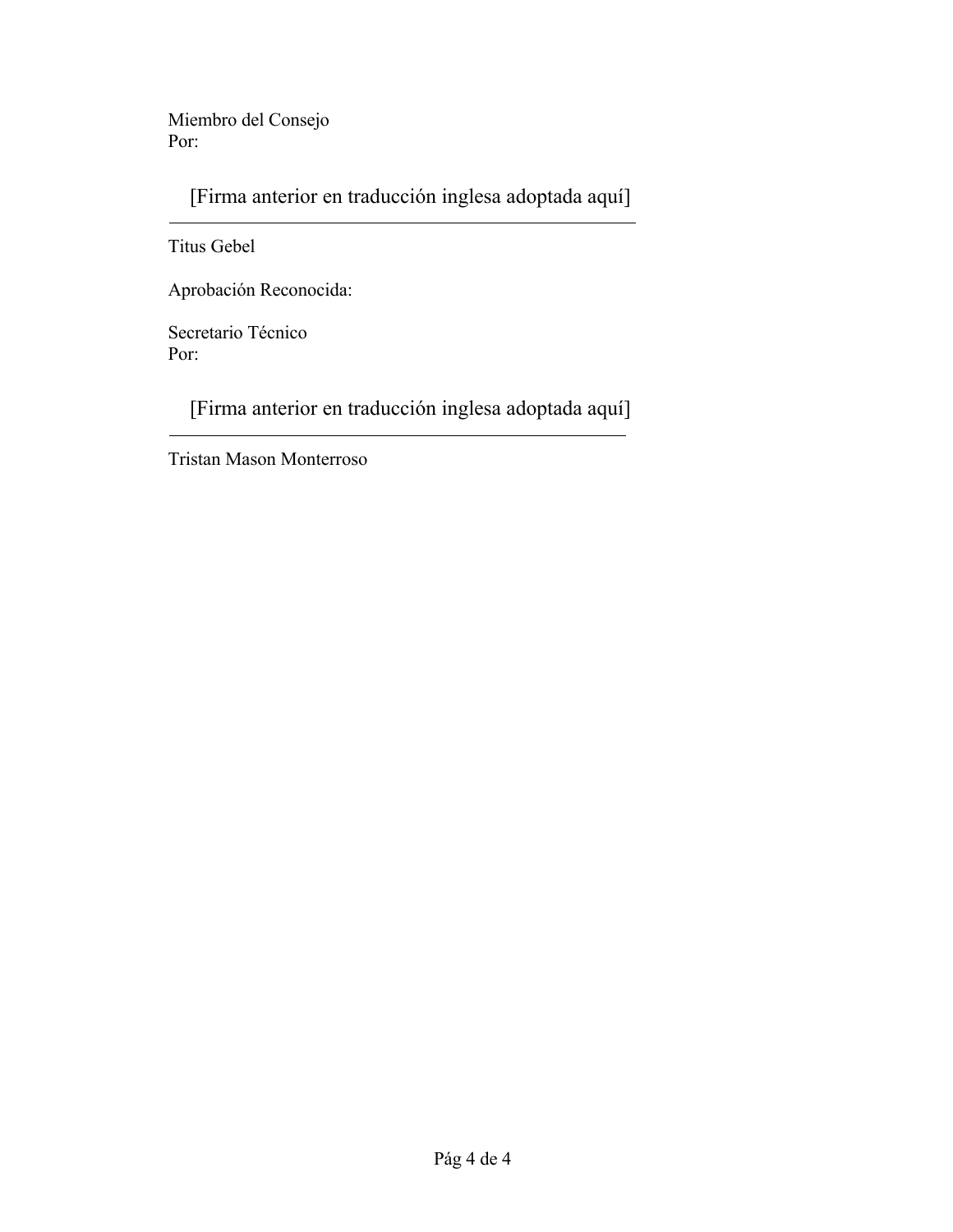Miembro del Consejo
Por:

[Firma anterior en traducción inglesa adoptada aquí]

---

Titus Gebel

Aprobación Reconocida:

Secretario Técnico
Por:

[Firma anterior en traducción inglesa adoptada aquí]

---

Tristan Mason Monterroso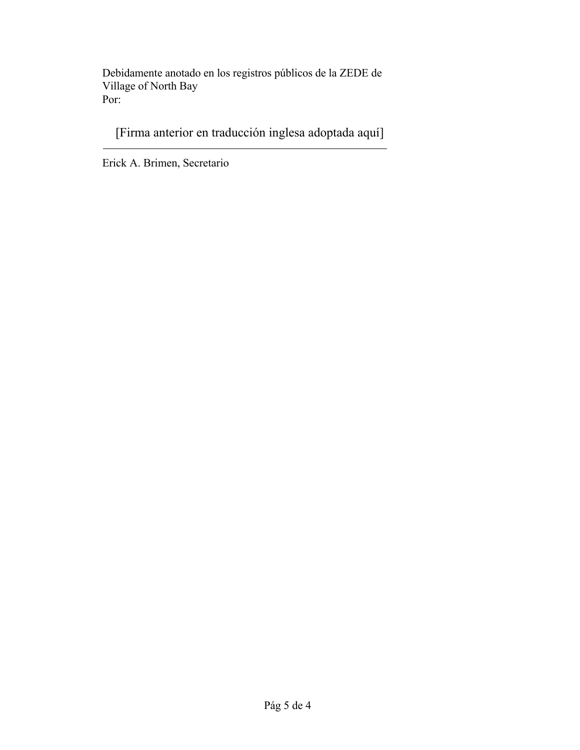Debidamente anotado en los registros públicos de la ZEDE de Village of North Bay
Por:

[Firma anterior en traducción inglesa adoptada aquí]

_______________________________________________

Erick A. Brimen, Secretario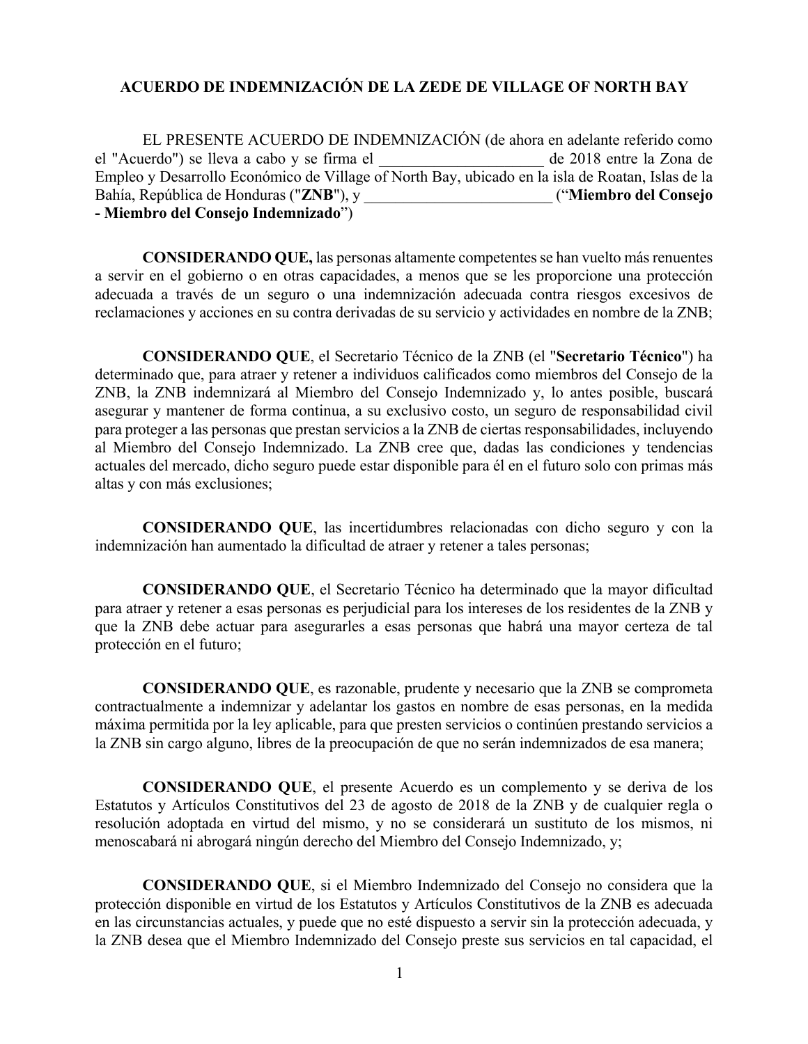# ACUERDO DE INDEMNIZACIÓN DE LA ZEDE DE VILLAGE OF NORTH BAY

EL PRESENTE ACUERDO DE INDEMNIZACIÓN (de ahora en adelante referido como el "Acuerdo") se lleva a cabo y se firma el _____________________ de 2018 entre la Zona de Empleo y Desarrollo Económico de Village of North Bay, ubicado en la isla de Roatan, Islas de la Bahía, República de Honduras ("**ZNB**"), y ________________________ ("**Miembro del Consejo - Miembro del Consejo Indemnizado**")

**CONSIDERANDO QUE,** las personas altamente competentes se han vuelto más renuentes a servir en el gobierno o en otras capacidades, a menos que se les proporcione una protección adecuada a través de un seguro o una indemnización adecuada contra riesgos excesivos de reclamaciones y acciones en su contra derivadas de su servicio y actividades en nombre de la ZNB;

**CONSIDERANDO QUE**, el Secretario Técnico de la ZNB (el "**Secretario Técnico**") ha determinado que, para atraer y retener a individuos calificados como miembros del Consejo de la ZNB, la ZNB indemnizará al Miembro del Consejo Indemnizado y, lo antes posible, buscará asegurar y mantener de forma continua, a su exclusivo costo, un seguro de responsabilidad civil para proteger a las personas que prestan servicios a la ZNB de ciertas responsabilidades, incluyendo al Miembro del Consejo Indemnizado. La ZNB cree que, dadas las condiciones y tendencias actuales del mercado, dicho seguro puede estar disponible para él en el futuro solo con primas más altas y con más exclusiones;

**CONSIDERANDO QUE**, las incertidumbres relacionadas con dicho seguro y con la indemnización han aumentado la dificultad de atraer y retener a tales personas;

**CONSIDERANDO QUE**, el Secretario Técnico ha determinado que la mayor dificultad para atraer y retener a esas personas es perjudicial para los intereses de los residentes de la ZNB y que la ZNB debe actuar para asegurarles a esas personas que habrá una mayor certeza de tal protección en el futuro;

**CONSIDERANDO QUE**, es razonable, prudente y necesario que la ZNB se comprometa contractualmente a indemnizar y adelantar los gastos en nombre de esas personas, en la medida máxima permitida por la ley aplicable, para que presten servicios o continúen prestando servicios a la ZNB sin cargo alguno, libres de la preocupación de que no serán indemnizados de esa manera;

**CONSIDERANDO QUE**, el presente Acuerdo es un complemento y se deriva de los Estatutos y Artículos Constitutivos del 23 de agosto de 2018 de la ZNB y de cualquier regla o resolución adoptada en virtud del mismo, y no se considerará un sustituto de los mismos, ni menoscabará ni abrogará ningún derecho del Miembro del Consejo Indemnizado, y;

**CONSIDERANDO QUE**, si el Miembro Indemnizado del Consejo no considera que la protección disponible en virtud de los Estatutos y Artículos Constitutivos de la ZNB es adecuada en las circunstancias actuales, y puede que no esté dispuesto a servir sin la protección adecuada, y la ZNB desea que el Miembro Indemnizado del Consejo preste sus servicios en tal capacidad, el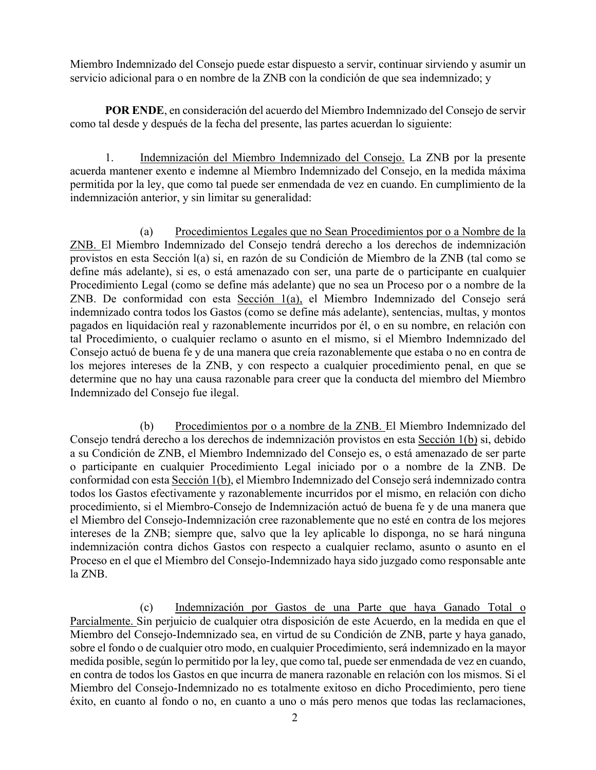Miembro Indemnizado del Consejo puede estar dispuesto a servir, continuar sirviendo y asumir un servicio adicional para o en nombre de la ZNB con la condición de que sea indemnizado; y

**POR ENDE**, en consideración del acuerdo del Miembro Indemnizado del Consejo de servir como tal desde y después de la fecha del presente, las partes acuerdan lo siguiente:

1. Indemnización del Miembro Indemnizado del Consejo. La ZNB por la presente acuerda mantener exento e indemne al Miembro Indemnizado del Consejo, en la medida máxima permitida por la ley, que como tal puede ser enmendada de vez en cuando. En cumplimiento de la indemnización anterior, y sin limitar su generalidad:

(a) Procedimientos Legales que no Sean Procedimientos por o a Nombre de la ZNB. El Miembro Indemnizado del Consejo tendrá derecho a los derechos de indemnización provistos en esta Sección l(a) si, en razón de su Condición de Miembro de la ZNB (tal como se define más adelante), si es, o está amenazado con ser, una parte de o participante en cualquier Procedimiento Legal (como se define más adelante) que no sea un Proceso por o a nombre de la ZNB. De conformidad con esta Sección 1(a), el Miembro Indemnizado del Consejo será indemnizado contra todos los Gastos (como se define más adelante), sentencias, multas, y montos pagados en liquidación real y razonablemente incurridos por él, o en su nombre, en relación con tal Procedimiento, o cualquier reclamo o asunto en el mismo, si el Miembro Indemnizado del Consejo actuó de buena fe y de una manera que creía razonablemente que estaba o no en contra de los mejores intereses de la ZNB, y con respecto a cualquier procedimiento penal, en que se determine que no hay una causa razonable para creer que la conducta del miembro del Miembro Indemnizado del Consejo fue ilegal.

(b) Procedimientos por o a nombre de la ZNB. El Miembro Indemnizado del Consejo tendrá derecho a los derechos de indemnización provistos en esta Sección 1(b) si, debido a su Condición de ZNB, el Miembro Indemnizado del Consejo es, o está amenazado de ser parte o participante en cualquier Procedimiento Legal iniciado por o a nombre de la ZNB. De conformidad con esta Sección 1(b), el Miembro Indemnizado del Consejo será indemnizado contra todos los Gastos efectivamente y razonablemente incurridos por el mismo, en relación con dicho procedimiento, si el Miembro-Consejo de Indemnización actuó de buena fe y de una manera que el Miembro del Consejo-Indemnización cree razonablemente que no esté en contra de los mejores intereses de la ZNB; siempre que, salvo que la ley aplicable lo disponga, no se hará ninguna indemnización contra dichos Gastos con respecto a cualquier reclamo, asunto o asunto en el Proceso en el que el Miembro del Consejo-Indemnizado haya sido juzgado como responsable ante la ZNB.

(c) Indemnización por Gastos de una Parte que haya Ganado Total o Parcialmente. Sin perjuicio de cualquier otra disposición de este Acuerdo, en la medida en que el Miembro del Consejo-Indemnizado sea, en virtud de su Condición de ZNB, parte y haya ganado, sobre el fondo o de cualquier otro modo, en cualquier Procedimiento, será indemnizado en la mayor medida posible, según lo permitido por la ley, que como tal, puede ser enmendada de vez en cuando, en contra de todos los Gastos en que incurra de manera razonable en relación con los mismos. Si el Miembro del Consejo-Indemnizado no es totalmente exitoso en dicho Procedimiento, pero tiene éxito, en cuanto al fondo o no, en cuanto a uno o más pero menos que todas las reclamaciones,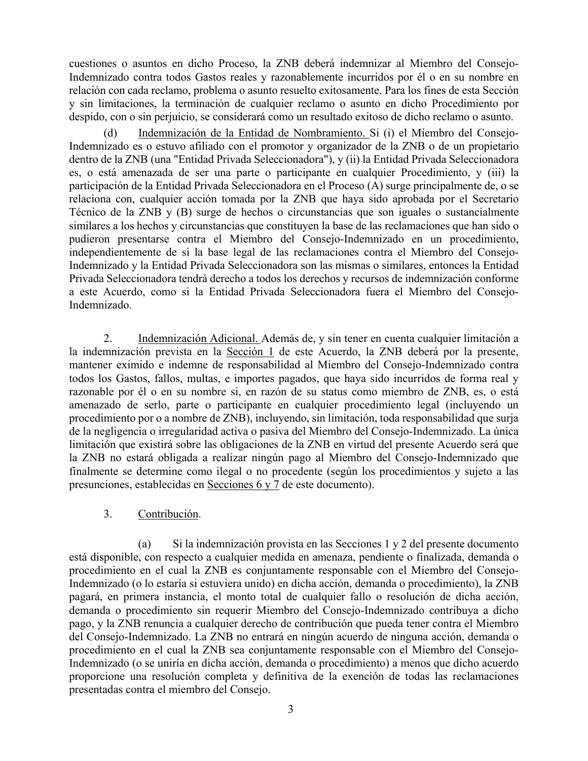cuestiones o asuntos en dicho Proceso, la ZNB deberá indemnizar al Miembro del Consejo-Indemnizado contra todos Gastos reales y razonablemente incurridos por él o en su nombre en relación con cada reclamo, problema o asunto resuelto exitosamente. Para los fines de esta Sección y sin limitaciones, la terminación de cualquier reclamo o asunto en dicho Procedimiento por despido, con o sin perjuicio, se considerará como un resultado exitoso de dicho reclamo o asunto.

(d) Indemnización de la Entidad de Nombramiento. Si (i) el Miembro del Consejo-Indemnizado es o estuvo afiliado con el promotor y organizador de la ZNB o de un propietario dentro de la ZNB (una "Entidad Privada Seleccionadora"), y (ii) la Entidad Privada Seleccionadora es, o está amenazada de ser una parte o participante en cualquier Procedimiento, y (iii) la participación de la Entidad Privada Seleccionadora en el Proceso (A) surge principalmente de, o se relaciona con, cualquier acción tomada por la ZNB que haya sido aprobada por el Secretario Técnico de la ZNB y (B) surge de hechos o circunstancias que son iguales o sustancialmente similares a los hechos y circunstancias que constituyen la base de las reclamaciones que han sido o pudieron presentarse contra el Miembro del Consejo-Indemnizado en un procedimiento, independientemente de si la base legal de las reclamaciones contra el Miembro del Consejo-Indemnizado y la Entidad Privada Seleccionadora son las mismas o similares, entonces la Entidad Privada Seleccionadora tendrá derecho a todos los derechos y recursos de indemnización conforme a este Acuerdo, como si la Entidad Privada Seleccionadora fuera el Miembro del Consejo-Indemnizado.

2. Indemnización Adicional. Además de, y sin tener en cuenta cualquier limitación a la indemnización prevista en la Sección 1 de este Acuerdo, la ZNB deberá por la presente, mantener eximido e indemne de responsabilidad al Miembro del Consejo-Indemnizado contra todos los Gastos, fallos, multas, e importes pagados, que haya sido incurridos de forma real y razonable por él o en su nombre si, en razón de su status como miembro de ZNB, es, o está amenazado de serlo, parte o participante en cualquier procedimiento legal (incluyendo un procedimiento por o a nombre de ZNB), incluyendo, sin limitación, toda responsabilidad que surja de la negligencia o irregularidad activa o pasiva del Miembro del Consejo-Indemnizado. La única limitación que existirá sobre las obligaciones de la ZNB en virtud del presente Acuerdo será que la ZNB no estará obligada a realizar ningún pago al Miembro del Consejo-Indemnizado que finalmente se determine como ilegal o no procedente (según los procedimientos y sujeto a las presunciones, establecidas en Secciones 6 y 7 de este documento).

3. Contribución.

(a) Si la indemnización provista en las Secciones 1 y 2 del presente documento está disponible, con respecto a cualquier medida en amenaza, pendiente o finalizada, demanda o procedimiento en el cual la ZNB es conjuntamente responsable con el Miembro del Consejo-Indemnizado (o lo estaría si estuviera unido) en dicha acción, demanda o procedimiento), la ZNB pagará, en primera instancia, el monto total de cualquier fallo o resolución de dicha acción, demanda o procedimiento sin requerir Miembro del Consejo-Indemnizado contribuya a dicho pago, y la ZNB renuncia a cualquier derecho de contribución que pueda tener contra el Miembro del Consejo-Indemnizado. La ZNB no entrará en ningún acuerdo de ninguna acción, demanda o procedimiento en el cual la ZNB sea conjuntamente responsable con el Miembro del Consejo-Indemnizado (o se uniría en dicha acción, demanda o procedimiento) a menos que dicho acuerdo proporcione una resolución completa y definitiva de la exención de todas las reclamaciones presentadas contra el miembro del Consejo.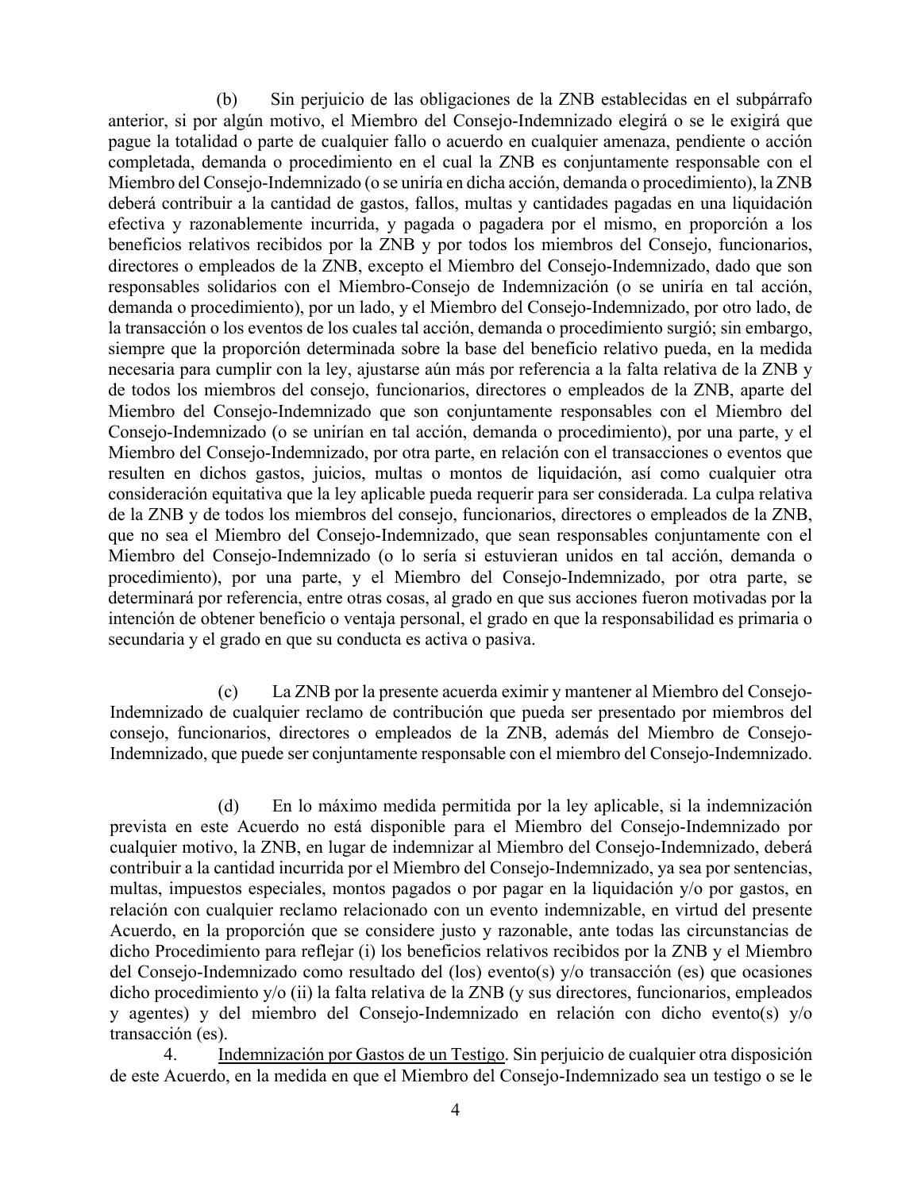(b) Sin perjuicio de las obligaciones de la ZNB establecidas en el subpárrafo anterior, si por algún motivo, el Miembro del Consejo-Indemnizado elegirá o se le exigirá que pague la totalidad o parte de cualquier fallo o acuerdo en cualquier amenaza, pendiente o acción completada, demanda o procedimiento en el cual la ZNB es conjuntamente responsable con el Miembro del Consejo-Indemnizado (o se uniría en dicha acción, demanda o procedimiento), la ZNB deberá contribuir a la cantidad de gastos, fallos, multas y cantidades pagadas en una liquidación efectiva y razonablemente incurrida, y pagada o pagadera por el mismo, en proporción a los beneficios relativos recibidos por la ZNB y por todos los miembros del Consejo, funcionarios, directores o empleados de la ZNB, excepto el Miembro del Consejo-Indemnizado, dado que son responsables solidarios con el Miembro-Consejo de Indemnización (o se uniría en tal acción, demanda o procedimiento), por un lado, y el Miembro del Consejo-Indemnizado, por otro lado, de la transacción o los eventos de los cuales tal acción, demanda o procedimiento surgió; sin embargo, siempre que la proporción determinada sobre la base del beneficio relativo pueda, en la medida necesaria para cumplir con la ley, ajustarse aún más por referencia a la falta relativa de la ZNB y de todos los miembros del consejo, funcionarios, directores o empleados de la ZNB, aparte del Miembro del Consejo-Indemnizado que son conjuntamente responsables con el Miembro del Consejo-Indemnizado (o se unirían en tal acción, demanda o procedimiento), por una parte, y el Miembro del Consejo-Indemnizado, por otra parte, en relación con el transacciones o eventos que resulten en dichos gastos, juicios, multas o montos de liquidación, así como cualquier otra consideración equitativa que la ley aplicable pueda requerir para ser considerada. La culpa relativa de la ZNB y de todos los miembros del consejo, funcionarios, directores o empleados de la ZNB, que no sea el Miembro del Consejo-Indemnizado, que sean responsables conjuntamente con el Miembro del Consejo-Indemnizado (o lo sería si estuvieran unidos en tal acción, demanda o procedimiento), por una parte, y el Miembro del Consejo-Indemnizado, por otra parte, se determinará por referencia, entre otras cosas, al grado en que sus acciones fueron motivadas por la intención de obtener beneficio o ventaja personal, el grado en que la responsabilidad es primaria o secundaria y el grado en que su conducta es activa o pasiva.

(c) La ZNB por la presente acuerda eximir y mantener al Miembro del Consejo-Indemnizado de cualquier reclamo de contribución que pueda ser presentado por miembros del consejo, funcionarios, directores o empleados de la ZNB, además del Miembro de Consejo-Indemnizado, que puede ser conjuntamente responsable con el miembro del Consejo-Indemnizado.

(d) En lo máximo medida permitida por la ley aplicable, si la indemnización prevista en este Acuerdo no está disponible para el Miembro del Consejo-Indemnizado por cualquier motivo, la ZNB, en lugar de indemnizar al Miembro del Consejo-Indemnizado, deberá contribuir a la cantidad incurrida por el Miembro del Consejo-Indemnizado, ya sea por sentencias, multas, impuestos especiales, montos pagados o por pagar en la liquidación y/o por gastos, en relación con cualquier reclamo relacionado con un evento indemnizable, en virtud del presente Acuerdo, en la proporción que se considere justo y razonable, ante todas las circunstancias de dicho Procedimiento para reflejar (i) los beneficios relativos recibidos por la ZNB y el Miembro del Consejo-Indemnizado como resultado del (los) evento(s) y/o transacción (es) que ocasiones dicho procedimiento y/o (ii) la falta relativa de la ZNB (y sus directores, funcionarios, empleados y agentes) y del miembro del Consejo-Indemnizado en relación con dicho evento(s) y/o transacción (es).

4. Indemnización por Gastos de un Testigo. Sin perjuicio de cualquier otra disposición de este Acuerdo, en la medida en que el Miembro del Consejo-Indemnizado sea un testigo o se le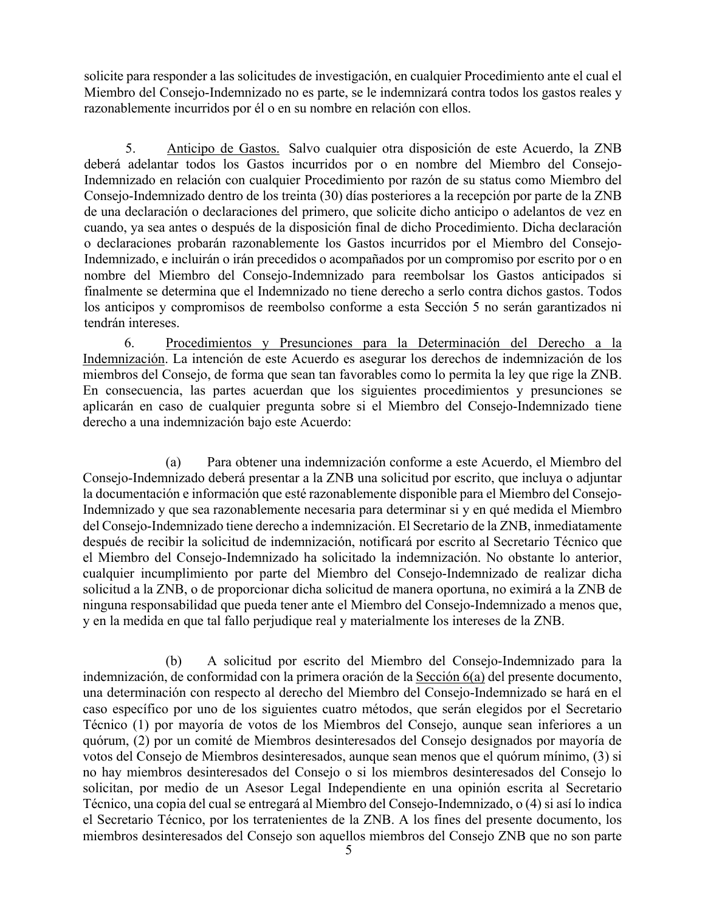solicite para responder a las solicitudes de investigación, en cualquier Procedimiento ante el cual el Miembro del Consejo-Indemnizado no es parte, se le indemnizará contra todos los gastos reales y razonablemente incurridos por él o en su nombre en relación con ellos.

5. Anticipo de Gastos. Salvo cualquier otra disposición de este Acuerdo, la ZNB deberá adelantar todos los Gastos incurridos por o en nombre del Miembro del Consejo-Indemnizado en relación con cualquier Procedimiento por razón de su status como Miembro del Consejo-Indemnizado dentro de los treinta (30) días posteriores a la recepción por parte de la ZNB de una declaración o declaraciones del primero, que solicite dicho anticipo o adelantos de vez en cuando, ya sea antes o después de la disposición final de dicho Procedimiento. Dicha declaración o declaraciones probarán razonablemente los Gastos incurridos por el Miembro del Consejo-Indemnizado, e incluirán o irán precedidos o acompañados por un compromiso por escrito por o en nombre del Miembro del Consejo-Indemnizado para reembolsar los Gastos anticipados si finalmente se determina que el Indemnizado no tiene derecho a serlo contra dichos gastos. Todos los anticipos y compromisos de reembolso conforme a esta Sección 5 no serán garantizados ni tendrán intereses.

6. Procedimientos y Presunciones para la Determinación del Derecho a la Indemnización. La intención de este Acuerdo es asegurar los derechos de indemnización de los miembros del Consejo, de forma que sean tan favorables como lo permita la ley que rige la ZNB. En consecuencia, las partes acuerdan que los siguientes procedimientos y presunciones se aplicarán en caso de cualquier pregunta sobre si el Miembro del Consejo-Indemnizado tiene derecho a una indemnización bajo este Acuerdo:

(a) Para obtener una indemnización conforme a este Acuerdo, el Miembro del Consejo-Indemnizado deberá presentar a la ZNB una solicitud por escrito, que incluya o adjuntar la documentación e información que esté razonablemente disponible para el Miembro del Consejo-Indemnizado y que sea razonablemente necesaria para determinar si y en qué medida el Miembro del Consejo-Indemnizado tiene derecho a indemnización. El Secretario de la ZNB, inmediatamente después de recibir la solicitud de indemnización, notificará por escrito al Secretario Técnico que el Miembro del Consejo-Indemnizado ha solicitado la indemnización. No obstante lo anterior, cualquier incumplimiento por parte del Miembro del Consejo-Indemnizado de realizar dicha solicitud a la ZNB, o de proporcionar dicha solicitud de manera oportuna, no eximirá a la ZNB de ninguna responsabilidad que pueda tener ante el Miembro del Consejo-Indemnizado a menos que, y en la medida en que tal fallo perjudique real y materialmente los intereses de la ZNB.

(b) A solicitud por escrito del Miembro del Consejo-Indemnizado para la indemnización, de conformidad con la primera oración de la Sección 6(a) del presente documento, una determinación con respecto al derecho del Miembro del Consejo-Indemnizado se hará en el caso específico por uno de los siguientes cuatro métodos, que serán elegidos por el Secretario Técnico (1) por mayoría de votos de los Miembros del Consejo, aunque sean inferiores a un quórum, (2) por un comité de Miembros desinteresados del Consejo designados por mayoría de votos del Consejo de Miembros desinteresados, aunque sean menos que el quórum mínimo, (3) si no hay miembros desinteresados del Consejo o si los miembros desinteresados del Consejo lo solicitan, por medio de un Asesor Legal Independiente en una opinión escrita al Secretario Técnico, una copia del cual se entregará al Miembro del Consejo-Indemnizado, o (4) si así lo indica el Secretario Técnico, por los terratenientes de la ZNB. A los fines del presente documento, los miembros desinteresados del Consejo son aquellos miembros del Consejo ZNB que no son parte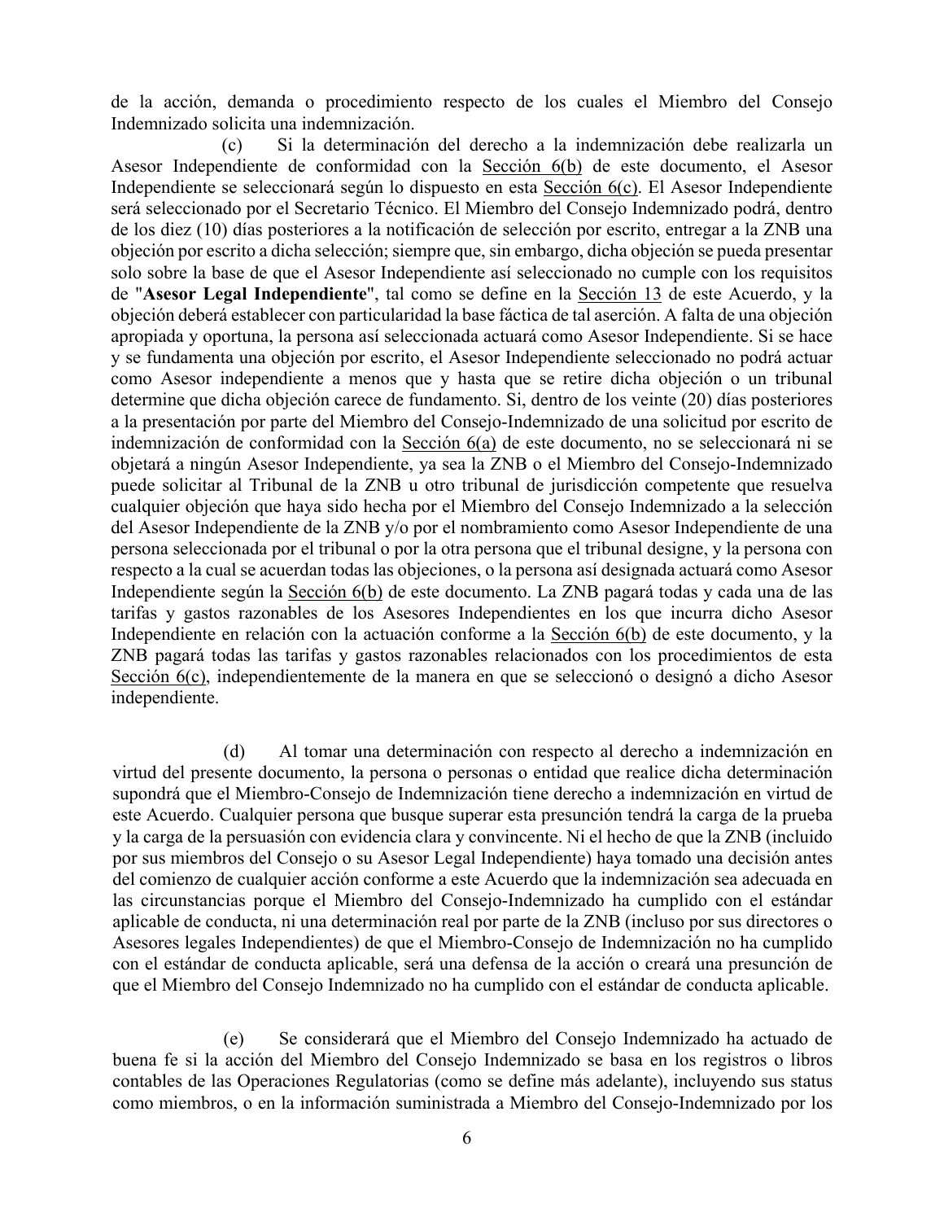de la acción, demanda o procedimiento respecto de los cuales el Miembro del Consejo Indemnizado solicita una indemnización.

(c) Si la determinación del derecho a la indemnización debe realizarla un Asesor Independiente de conformidad con la Sección 6(b) de este documento, el Asesor Independiente se seleccionará según lo dispuesto en esta Sección 6(c). El Asesor Independiente será seleccionado por el Secretario Técnico. El Miembro del Consejo Indemnizado podrá, dentro de los diez (10) días posteriores a la notificación de selección por escrito, entregar a la ZNB una objeción por escrito a dicha selección; siempre que, sin embargo, dicha objeción se pueda presentar solo sobre la base de que el Asesor Independiente así seleccionado no cumple con los requisitos de "**Asesor Legal Independiente**", tal como se define en la Sección 13 de este Acuerdo, y la objeción deberá establecer con particularidad la base fáctica de tal aserción. A falta de una objeción apropiada y oportuna, la persona así seleccionada actuará como Asesor Independiente. Si se hace y se fundamenta una objeción por escrito, el Asesor Independiente seleccionado no podrá actuar como Asesor independiente a menos que y hasta que se retire dicha objeción o un tribunal determine que dicha objeción carece de fundamento. Si, dentro de los veinte (20) días posteriores a la presentación por parte del Miembro del Consejo-Indemnizado de una solicitud por escrito de indemnización de conformidad con la Sección 6(a) de este documento, no se seleccionará ni se objetará a ningún Asesor Independiente, ya sea la ZNB o el Miembro del Consejo-Indemnizado puede solicitar al Tribunal de la ZNB u otro tribunal de jurisdicción competente que resuelva cualquier objeción que haya sido hecha por el Miembro del Consejo Indemnizado a la selección del Asesor Independiente de la ZNB y/o por el nombramiento como Asesor Independiente de una persona seleccionada por el tribunal o por la otra persona que el tribunal designe, y la persona con respecto a la cual se acuerdan todas las objeciones, o la persona así designada actuará como Asesor Independiente según la Sección 6(b) de este documento. La ZNB pagará todas y cada una de las tarifas y gastos razonables de los Asesores Independientes en los que incurra dicho Asesor Independiente en relación con la actuación conforme a la Sección 6(b) de este documento, y la ZNB pagará todas las tarifas y gastos razonables relacionados con los procedimientos de esta Sección 6(c), independientemente de la manera en que se seleccionó o designó a dicho Asesor independiente.

(d) Al tomar una determinación con respecto al derecho a indemnización en virtud del presente documento, la persona o personas o entidad que realice dicha determinación supondrá que el Miembro-Consejo de Indemnización tiene derecho a indemnización en virtud de este Acuerdo. Cualquier persona que busque superar esta presunción tendrá la carga de la prueba y la carga de la persuasión con evidencia clara y convincente. Ni el hecho de que la ZNB (incluido por sus miembros del Consejo o su Asesor Legal Independiente) haya tomado una decisión antes del comienzo de cualquier acción conforme a este Acuerdo que la indemnización sea adecuada en las circunstancias porque el Miembro del Consejo-Indemnizado ha cumplido con el estándar aplicable de conducta, ni una determinación real por parte de la ZNB (incluso por sus directores o Asesores legales Independientes) de que el Miembro-Consejo de Indemnización no ha cumplido con el estándar de conducta aplicable, será una defensa de la acción o creará una presunción de que el Miembro del Consejo Indemnizado no ha cumplido con el estándar de conducta aplicable.

(e) Se considerará que el Miembro del Consejo Indemnizado ha actuado de buena fe si la acción del Miembro del Consejo Indemnizado se basa en los registros o libros contables de las Operaciones Regulatorias (como se define más adelante), incluyendo sus status como miembros, o en la información suministrada a Miembro del Consejo-Indemnizado por los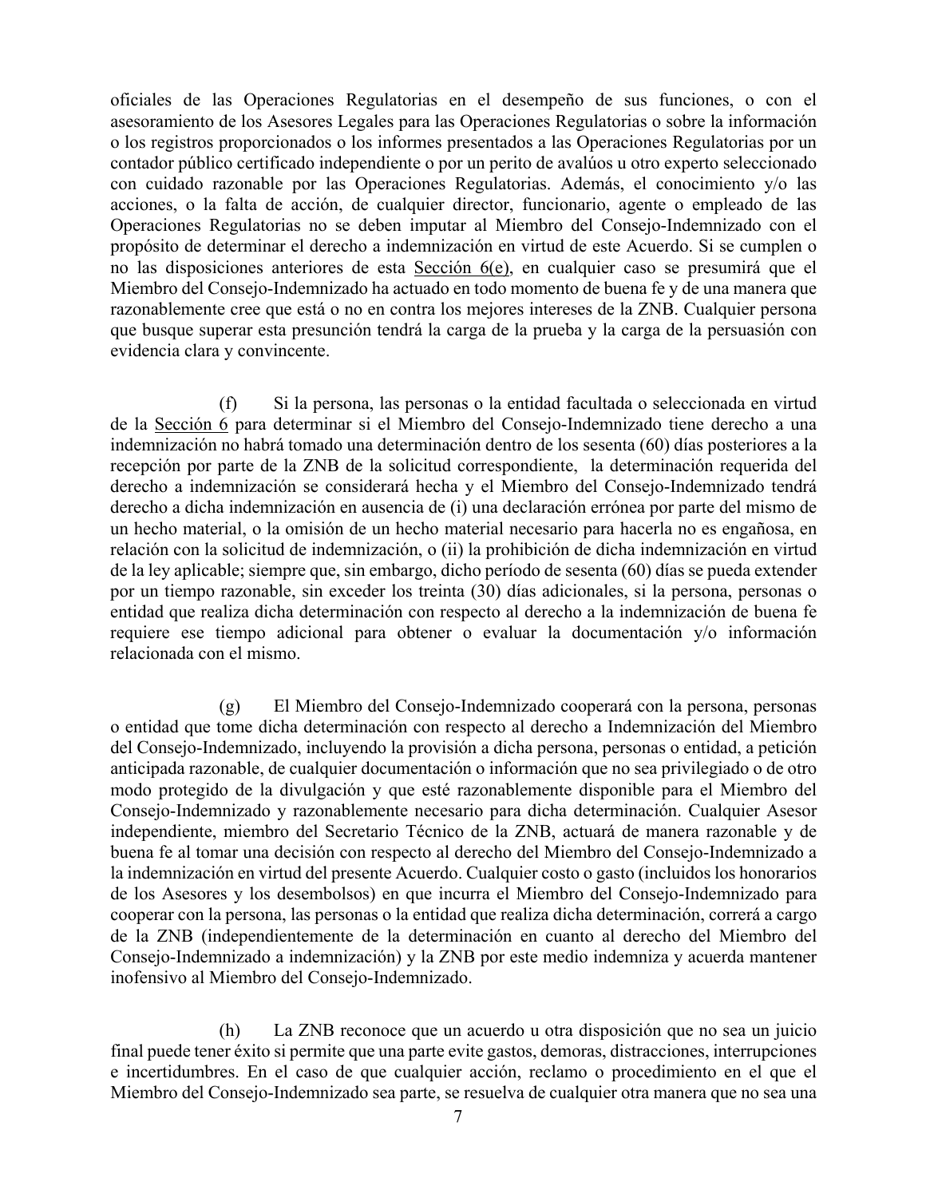oficiales de las Operaciones Regulatorias en el desempeño de sus funciones, o con el asesoramiento de los Asesores Legales para las Operaciones Regulatorias o sobre la información o los registros proporcionados o los informes presentados a las Operaciones Regulatorias por un contador público certificado independiente o por un perito de avalúos u otro experto seleccionado con cuidado razonable por las Operaciones Regulatorias. Además, el conocimiento y/o las acciones, o la falta de acción, de cualquier director, funcionario, agente o empleado de las Operaciones Regulatorias no se deben imputar al Miembro del Consejo-Indemnizado con el propósito de determinar el derecho a indemnización en virtud de este Acuerdo. Si se cumplen o no las disposiciones anteriores de esta Sección 6(e), en cualquier caso se presumirá que el Miembro del Consejo-Indemnizado ha actuado en todo momento de buena fe y de una manera que razonablemente cree que está o no en contra los mejores intereses de la ZNB. Cualquier persona que busque superar esta presunción tendrá la carga de la prueba y la carga de la persuasión con evidencia clara y convincente.

(f) Si la persona, las personas o la entidad facultada o seleccionada en virtud de la Sección 6 para determinar si el Miembro del Consejo-Indemnizado tiene derecho a una indemnización no habrá tomado una determinación dentro de los sesenta (60) días posteriores a la recepción por parte de la ZNB de la solicitud correspondiente, la determinación requerida del derecho a indemnización se considerará hecha y el Miembro del Consejo-Indemnizado tendrá derecho a dicha indemnización en ausencia de (i) una declaración errónea por parte del mismo de un hecho material, o la omisión de un hecho material necesario para hacerla no es engañosa, en relación con la solicitud de indemnización, o (ii) la prohibición de dicha indemnización en virtud de la ley aplicable; siempre que, sin embargo, dicho período de sesenta (60) días se pueda extender por un tiempo razonable, sin exceder los treinta (30) días adicionales, si la persona, personas o entidad que realiza dicha determinación con respecto al derecho a la indemnización de buena fe requiere ese tiempo adicional para obtener o evaluar la documentación y/o información relacionada con el mismo.

(g) El Miembro del Consejo-Indemnizado cooperará con la persona, personas o entidad que tome dicha determinación con respecto al derecho a Indemnización del Miembro del Consejo-Indemnizado, incluyendo la provisión a dicha persona, personas o entidad, a petición anticipada razonable, de cualquier documentación o información que no sea privilegiado o de otro modo protegido de la divulgación y que esté razonablemente disponible para el Miembro del Consejo-Indemnizado y razonablemente necesario para dicha determinación. Cualquier Asesor independiente, miembro del Secretario Técnico de la ZNB, actuará de manera razonable y de buena fe al tomar una decisión con respecto al derecho del Miembro del Consejo-Indemnizado a la indemnización en virtud del presente Acuerdo. Cualquier costo o gasto (incluidos los honorarios de los Asesores y los desembolsos) en que incurra el Miembro del Consejo-Indemnizado para cooperar con la persona, las personas o la entidad que realiza dicha determinación, correrá a cargo de la ZNB (independientemente de la determinación en cuanto al derecho del Miembro del Consejo-Indemnizado a indemnización) y la ZNB por este medio indemniza y acuerda mantener inofensivo al Miembro del Consejo-Indemnizado.

(h) La ZNB reconoce que un acuerdo u otra disposición que no sea un juicio final puede tener éxito si permite que una parte evite gastos, demoras, distracciones, interrupciones e incertidumbres. En el caso de que cualquier acción, reclamo o procedimiento en el que el Miembro del Consejo-Indemnizado sea parte, se resuelva de cualquier otra manera que no sea una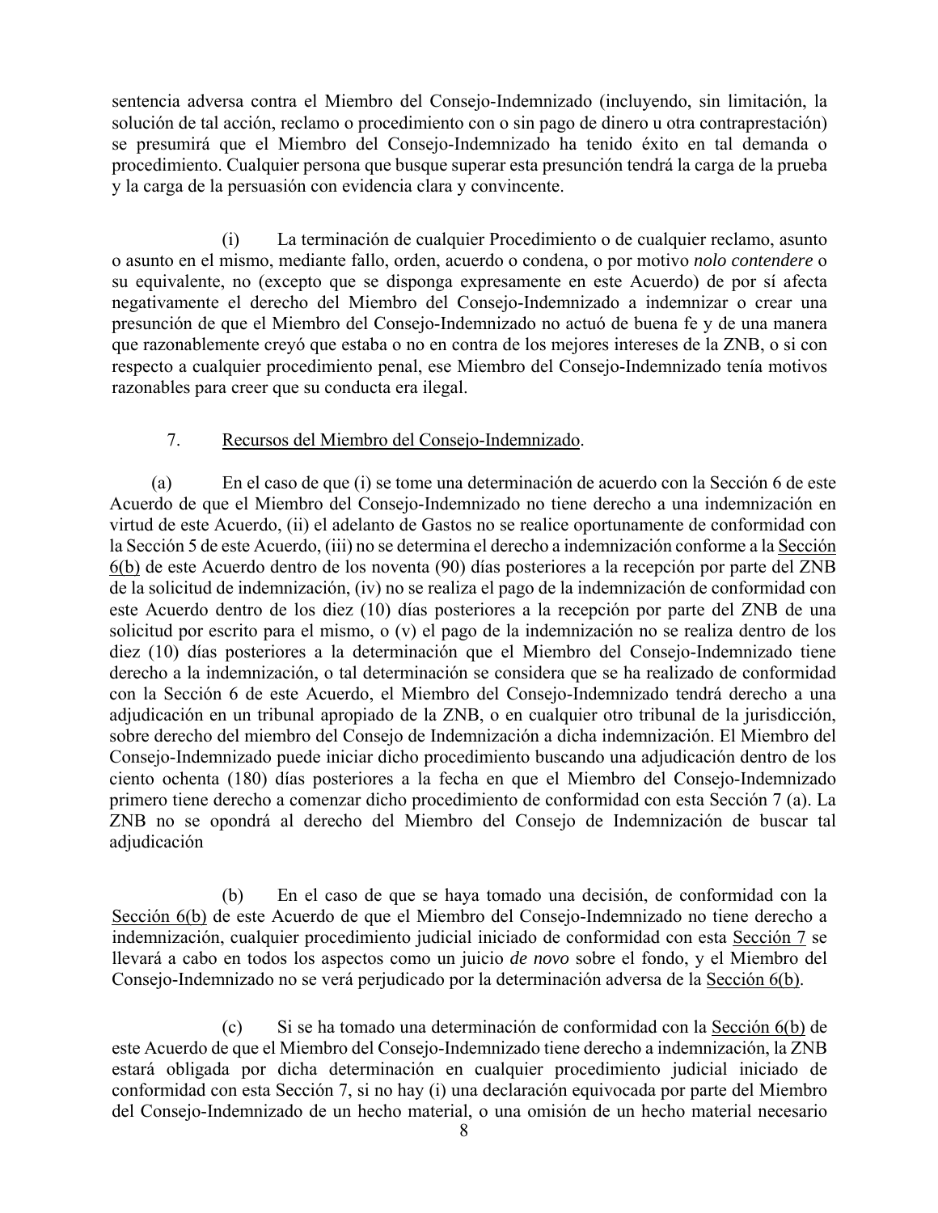sentencia adversa contra el Miembro del Consejo-Indemnizado (incluyendo, sin limitación, la solución de tal acción, reclamo o procedimiento con o sin pago de dinero u otra contraprestación) se presumirá que el Miembro del Consejo-Indemnizado ha tenido éxito en tal demanda o procedimiento. Cualquier persona que busque superar esta presunción tendrá la carga de la prueba y la carga de la persuasión con evidencia clara y convincente.

(i) La terminación de cualquier Procedimiento o de cualquier reclamo, asunto o asunto en el mismo, mediante fallo, orden, acuerdo o condena, o por motivo *nolo contendere* o su equivalente, no (excepto que se disponga expresamente en este Acuerdo) de por sí afecta negativamente el derecho del Miembro del Consejo-Indemnizado a indemnizar o crear una presunción de que el Miembro del Consejo-Indemnizado no actuó de buena fe y de una manera que razonablemente creyó que estaba o no en contra de los mejores intereses de la ZNB, o si con respecto a cualquier procedimiento penal, ese Miembro del Consejo-Indemnizado tenía motivos razonables para creer que su conducta era ilegal.

7. Recursos del Miembro del Consejo-Indemnizado.

(a) En el caso de que (i) se tome una determinación de acuerdo con la Sección 6 de este Acuerdo de que el Miembro del Consejo-Indemnizado no tiene derecho a una indemnización en virtud de este Acuerdo, (ii) el adelanto de Gastos no se realice oportunamente de conformidad con la Sección 5 de este Acuerdo, (iii) no se determina el derecho a indemnización conforme a la Sección 6(b) de este Acuerdo dentro de los noventa (90) días posteriores a la recepción por parte del ZNB de la solicitud de indemnización, (iv) no se realiza el pago de la indemnización de conformidad con este Acuerdo dentro de los diez (10) días posteriores a la recepción por parte del ZNB de una solicitud por escrito para el mismo, o (v) el pago de la indemnización no se realiza dentro de los diez (10) días posteriores a la determinación que el Miembro del Consejo-Indemnizado tiene derecho a la indemnización, o tal determinación se considera que se ha realizado de conformidad con la Sección 6 de este Acuerdo, el Miembro del Consejo-Indemnizado tendrá derecho a una adjudicación en un tribunal apropiado de la ZNB, o en cualquier otro tribunal de la jurisdicción, sobre derecho del miembro del Consejo de Indemnización a dicha indemnización. El Miembro del Consejo-Indemnizado puede iniciar dicho procedimiento buscando una adjudicación dentro de los ciento ochenta (180) días posteriores a la fecha en que el Miembro del Consejo-Indemnizado primero tiene derecho a comenzar dicho procedimiento de conformidad con esta Sección 7 (a). La ZNB no se opondrá al derecho del Miembro del Consejo de Indemnización de buscar tal adjudicación

(b) En el caso de que se haya tomado una decisión, de conformidad con la Sección 6(b) de este Acuerdo de que el Miembro del Consejo-Indemnizado no tiene derecho a indemnización, cualquier procedimiento judicial iniciado de conformidad con esta Sección 7 se llevará a cabo en todos los aspectos como un juicio *de novo* sobre el fondo, y el Miembro del Consejo-Indemnizado no se verá perjudicado por la determinación adversa de la Sección 6(b).

(c) Si se ha tomado una determinación de conformidad con la Sección 6(b) de este Acuerdo de que el Miembro del Consejo-Indemnizado tiene derecho a indemnización, la ZNB estará obligada por dicha determinación en cualquier procedimiento judicial iniciado de conformidad con esta Sección 7, si no hay (i) una declaración equivocada por parte del Miembro del Consejo-Indemnizado de un hecho material, o una omisión de un hecho material necesario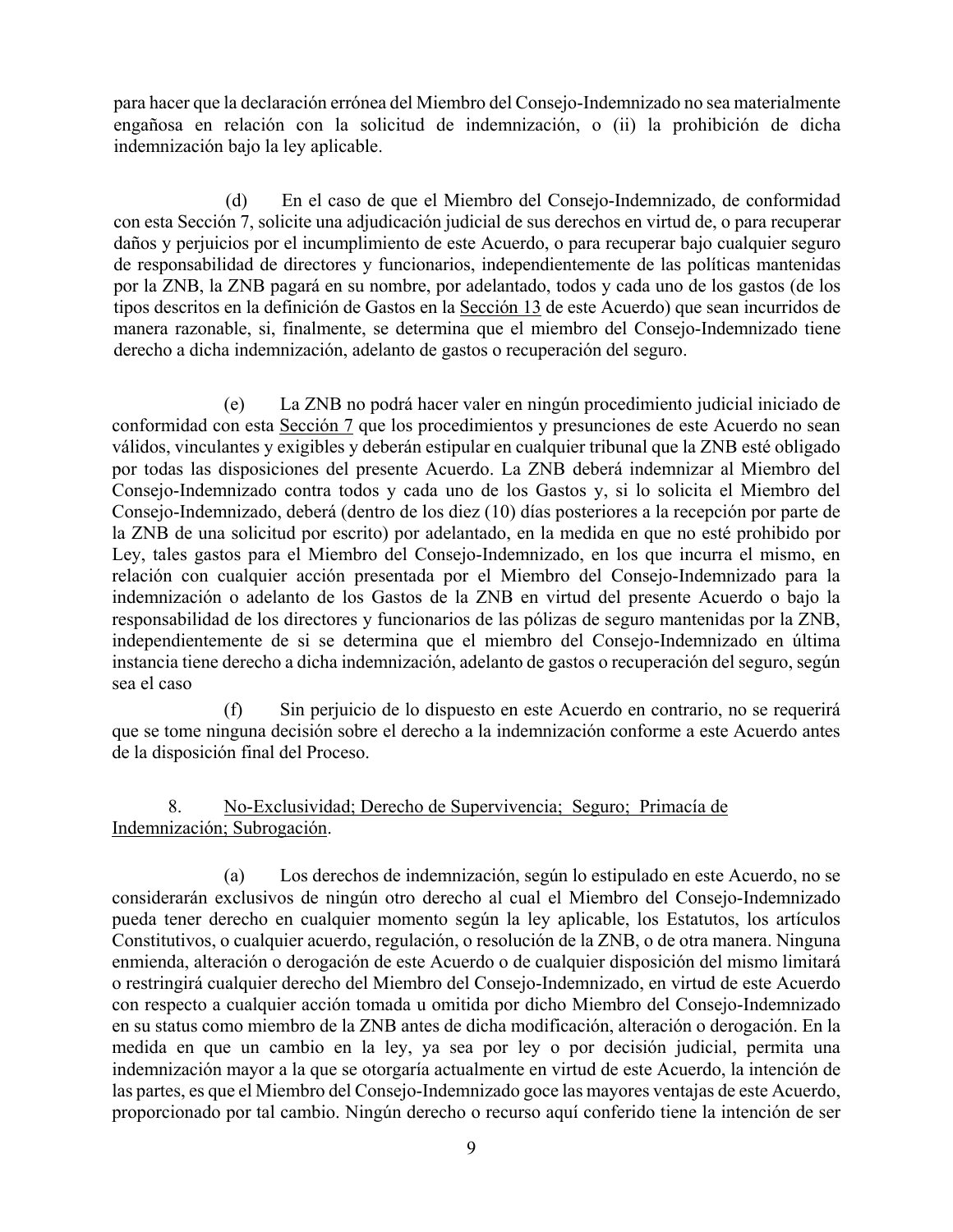para hacer que la declaración errónea del Miembro del Consejo-Indemnizado no sea materialmente engañosa en relación con la solicitud de indemnización, o (ii) la prohibición de dicha indemnización bajo la ley aplicable.

(d) En el caso de que el Miembro del Consejo-Indemnizado, de conformidad con esta Sección 7, solicite una adjudicación judicial de sus derechos en virtud de, o para recuperar daños y perjuicios por el incumplimiento de este Acuerdo, o para recuperar bajo cualquier seguro de responsabilidad de directores y funcionarios, independientemente de las políticas mantenidas por la ZNB, la ZNB pagará en su nombre, por adelantado, todos y cada uno de los gastos (de los tipos descritos en la definición de Gastos en la Sección 13 de este Acuerdo) que sean incurridos de manera razonable, si, finalmente, se determina que el miembro del Consejo-Indemnizado tiene derecho a dicha indemnización, adelanto de gastos o recuperación del seguro.

(e) La ZNB no podrá hacer valer en ningún procedimiento judicial iniciado de conformidad con esta Sección 7 que los procedimientos y presunciones de este Acuerdo no sean válidos, vinculantes y exigibles y deberán estipular en cualquier tribunal que la ZNB esté obligado por todas las disposiciones del presente Acuerdo. La ZNB deberá indemnizar al Miembro del Consejo-Indemnizado contra todos y cada uno de los Gastos y, si lo solicita el Miembro del Consejo-Indemnizado, deberá (dentro de los diez (10) días posteriores a la recepción por parte de la ZNB de una solicitud por escrito) por adelantado, en la medida en que no esté prohibido por Ley, tales gastos para el Miembro del Consejo-Indemnizado, en los que incurra el mismo, en relación con cualquier acción presentada por el Miembro del Consejo-Indemnizado para la indemnización o adelanto de los Gastos de la ZNB en virtud del presente Acuerdo o bajo la responsabilidad de los directores y funcionarios de las pólizas de seguro mantenidas por la ZNB, independientemente de si se determina que el miembro del Consejo-Indemnizado en última instancia tiene derecho a dicha indemnización, adelanto de gastos o recuperación del seguro, según sea el caso

(f) Sin perjuicio de lo dispuesto en este Acuerdo en contrario, no se requerirá que se tome ninguna decisión sobre el derecho a la indemnización conforme a este Acuerdo antes de la disposición final del Proceso.

8. No-Exclusividad; Derecho de Supervivencia; Seguro; Primacía de Indemnización; Subrogación.

(a) Los derechos de indemnización, según lo estipulado en este Acuerdo, no se considerarán exclusivos de ningún otro derecho al cual el Miembro del Consejo-Indemnizado pueda tener derecho en cualquier momento según la ley aplicable, los Estatutos, los artículos Constitutivos, o cualquier acuerdo, regulación, o resolución de la ZNB, o de otra manera. Ninguna enmienda, alteración o derogación de este Acuerdo o de cualquier disposición del mismo limitará o restringirá cualquier derecho del Miembro del Consejo-Indemnizado, en virtud de este Acuerdo con respecto a cualquier acción tomada u omitida por dicho Miembro del Consejo-Indemnizado en su status como miembro de la ZNB antes de dicha modificación, alteración o derogación. En la medida en que un cambio en la ley, ya sea por ley o por decisión judicial, permita una indemnización mayor a la que se otorgaría actualmente en virtud de este Acuerdo, la intención de las partes, es que el Miembro del Consejo-Indemnizado goce las mayores ventajas de este Acuerdo, proporcionado por tal cambio. Ningún derecho o recurso aquí conferido tiene la intención de ser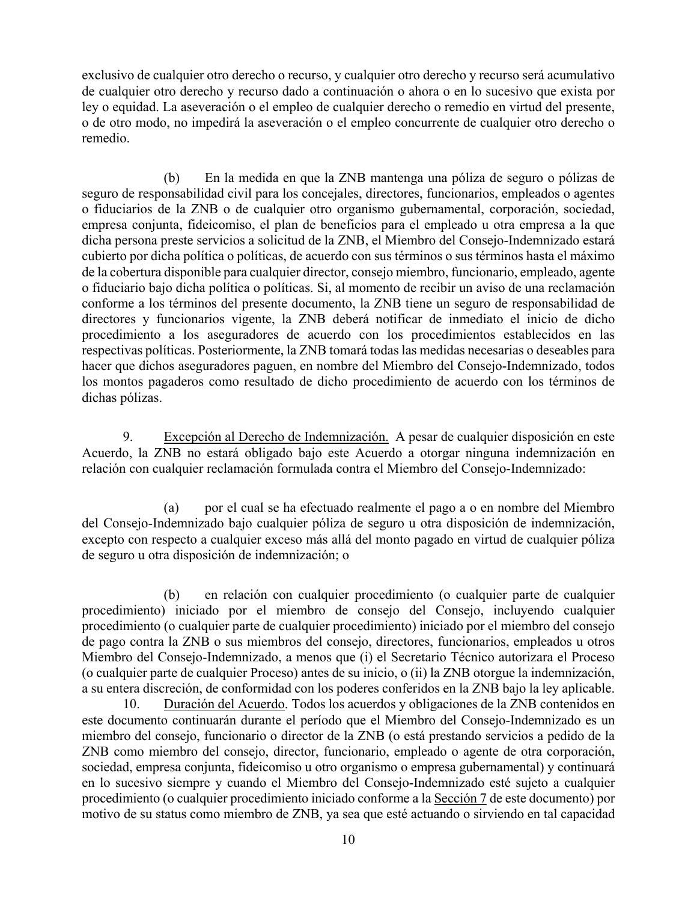exclusivo de cualquier otro derecho o recurso, y cualquier otro derecho y recurso será acumulativo de cualquier otro derecho y recurso dado a continuación o ahora o en lo sucesivo que exista por ley o equidad. La aseveración o el empleo de cualquier derecho o remedio en virtud del presente, o de otro modo, no impedirá la aseveración o el empleo concurrente de cualquier otro derecho o remedio.

(b) En la medida en que la ZNB mantenga una póliza de seguro o pólizas de seguro de responsabilidad civil para los concejales, directores, funcionarios, empleados o agentes o fiduciarios de la ZNB o de cualquier otro organismo gubernamental, corporación, sociedad, empresa conjunta, fideicomiso, el plan de beneficios para el empleado u otra empresa a la que dicha persona preste servicios a solicitud de la ZNB, el Miembro del Consejo-Indemnizado estará cubierto por dicha política o políticas, de acuerdo con sus términos o sus términos hasta el máximo de la cobertura disponible para cualquier director, consejo miembro, funcionario, empleado, agente o fiduciario bajo dicha política o políticas. Si, al momento de recibir un aviso de una reclamación conforme a los términos del presente documento, la ZNB tiene un seguro de responsabilidad de directores y funcionarios vigente, la ZNB deberá notificar de inmediato el inicio de dicho procedimiento a los aseguradores de acuerdo con los procedimientos establecidos en las respectivas políticas. Posteriormente, la ZNB tomará todas las medidas necesarias o deseables para hacer que dichos aseguradores paguen, en nombre del Miembro del Consejo-Indemnizado, todos los montos pagaderos como resultado de dicho procedimiento de acuerdo con los términos de dichas pólizas.

9. Excepción al Derecho de Indemnización. A pesar de cualquier disposición en este Acuerdo, la ZNB no estará obligado bajo este Acuerdo a otorgar ninguna indemnización en relación con cualquier reclamación formulada contra el Miembro del Consejo-Indemnizado:

(a) por el cual se ha efectuado realmente el pago a o en nombre del Miembro del Consejo-Indemnizado bajo cualquier póliza de seguro u otra disposición de indemnización, excepto con respecto a cualquier exceso más allá del monto pagado en virtud de cualquier póliza de seguro u otra disposición de indemnización; o

(b) en relación con cualquier procedimiento (o cualquier parte de cualquier procedimiento) iniciado por el miembro de consejo del Consejo, incluyendo cualquier procedimiento (o cualquier parte de cualquier procedimiento) iniciado por el miembro del consejo de pago contra la ZNB o sus miembros del consejo, directores, funcionarios, empleados u otros Miembro del Consejo-Indemnizado, a menos que (i) el Secretario Técnico autorizara el Proceso (o cualquier parte de cualquier Proceso) antes de su inicio, o (ii) la ZNB otorgue la indemnización, a su entera discreción, de conformidad con los poderes conferidos en la ZNB bajo la ley aplicable.

10. Duración del Acuerdo. Todos los acuerdos y obligaciones de la ZNB contenidos en este documento continuarán durante el período que el Miembro del Consejo-Indemnizado es un miembro del consejo, funcionario o director de la ZNB (o está prestando servicios a pedido de la ZNB como miembro del consejo, director, funcionario, empleado o agente de otra corporación, sociedad, empresa conjunta, fideicomiso u otro organismo o empresa gubernamental) y continuará en lo sucesivo siempre y cuando el Miembro del Consejo-Indemnizado esté sujeto a cualquier procedimiento (o cualquier procedimiento iniciado conforme a la Sección 7 de este documento) por motivo de su status como miembro de ZNB, ya sea que esté actuando o sirviendo en tal capacidad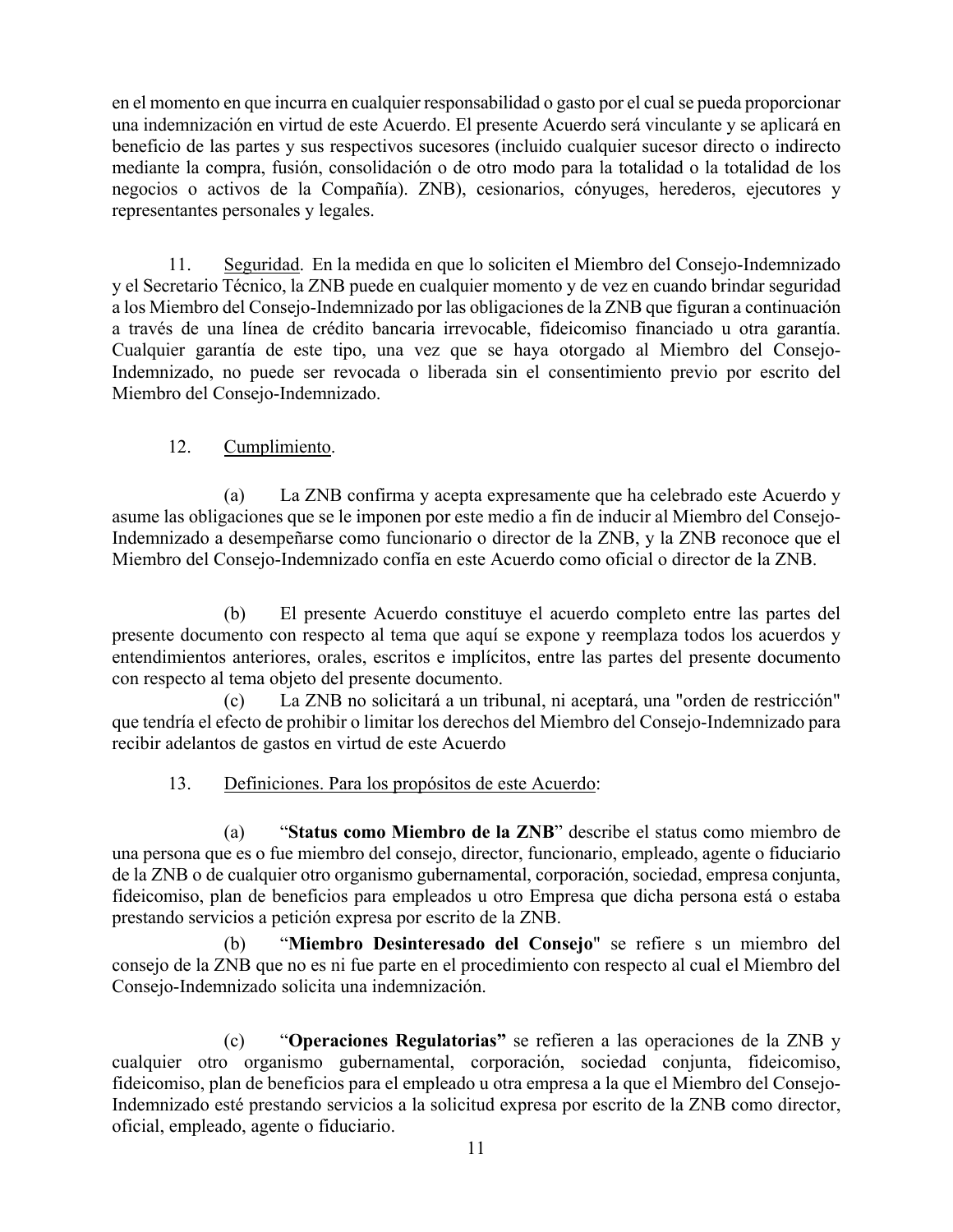en el momento en que incurra en cualquier responsabilidad o gasto por el cual se pueda proporcionar una indemnización en virtud de este Acuerdo. El presente Acuerdo será vinculante y se aplicará en beneficio de las partes y sus respectivos sucesores (incluido cualquier sucesor directo o indirecto mediante la compra, fusión, consolidación o de otro modo para la totalidad o la totalidad de los negocios o activos de la Compañía). ZNB), cesionarios, cónyuges, herederos, ejecutores y representantes personales y legales.

11. Seguridad. En la medida en que lo soliciten el Miembro del Consejo-Indemnizado y el Secretario Técnico, la ZNB puede en cualquier momento y de vez en cuando brindar seguridad a los Miembro del Consejo-Indemnizado por las obligaciones de la ZNB que figuran a continuación a través de una línea de crédito bancaria irrevocable, fideicomiso financiado u otra garantía. Cualquier garantía de este tipo, una vez que se haya otorgado al Miembro del Consejo-Indemnizado, no puede ser revocada o liberada sin el consentimiento previo por escrito del Miembro del Consejo-Indemnizado.

12. Cumplimiento.

(a) La ZNB confirma y acepta expresamente que ha celebrado este Acuerdo y asume las obligaciones que se le imponen por este medio a fin de inducir al Miembro del Consejo-Indemnizado a desempeñarse como funcionario o director de la ZNB, y la ZNB reconoce que el Miembro del Consejo-Indemnizado confía en este Acuerdo como oficial o director de la ZNB.

(b) El presente Acuerdo constituye el acuerdo completo entre las partes del presente documento con respecto al tema que aquí se expone y reemplaza todos los acuerdos y entendimientos anteriores, orales, escritos e implícitos, entre las partes del presente documento con respecto al tema objeto del presente documento.

(c) La ZNB no solicitará a un tribunal, ni aceptará, una "orden de restricción" que tendría el efecto de prohibir o limitar los derechos del Miembro del Consejo-Indemnizado para recibir adelantos de gastos en virtud de este Acuerdo

13. Definiciones. Para los propósitos de este Acuerdo:

(a) "**Status como Miembro de la ZNB**" describe el status como miembro de una persona que es o fue miembro del consejo, director, funcionario, empleado, agente o fiduciario de la ZNB o de cualquier otro organismo gubernamental, corporación, sociedad, empresa conjunta, fideicomiso, plan de beneficios para empleados u otro Empresa que dicha persona está o estaba prestando servicios a petición expresa por escrito de la ZNB.

(b) "**Miembro Desinteresado del Consejo**" se refiere s un miembro del consejo de la ZNB que no es ni fue parte en el procedimiento con respecto al cual el Miembro del Consejo-Indemnizado solicita una indemnización.

(c) "**Operaciones Regulatorias**" se refieren a las operaciones de la ZNB y cualquier otro organismo gubernamental, corporación, sociedad conjunta, fideicomiso, fideicomiso, plan de beneficios para el empleado u otra empresa a la que el Miembro del Consejo-Indemnizado esté prestando servicios a la solicitud expresa por escrito de la ZNB como director, oficial, empleado, agente o fiduciario.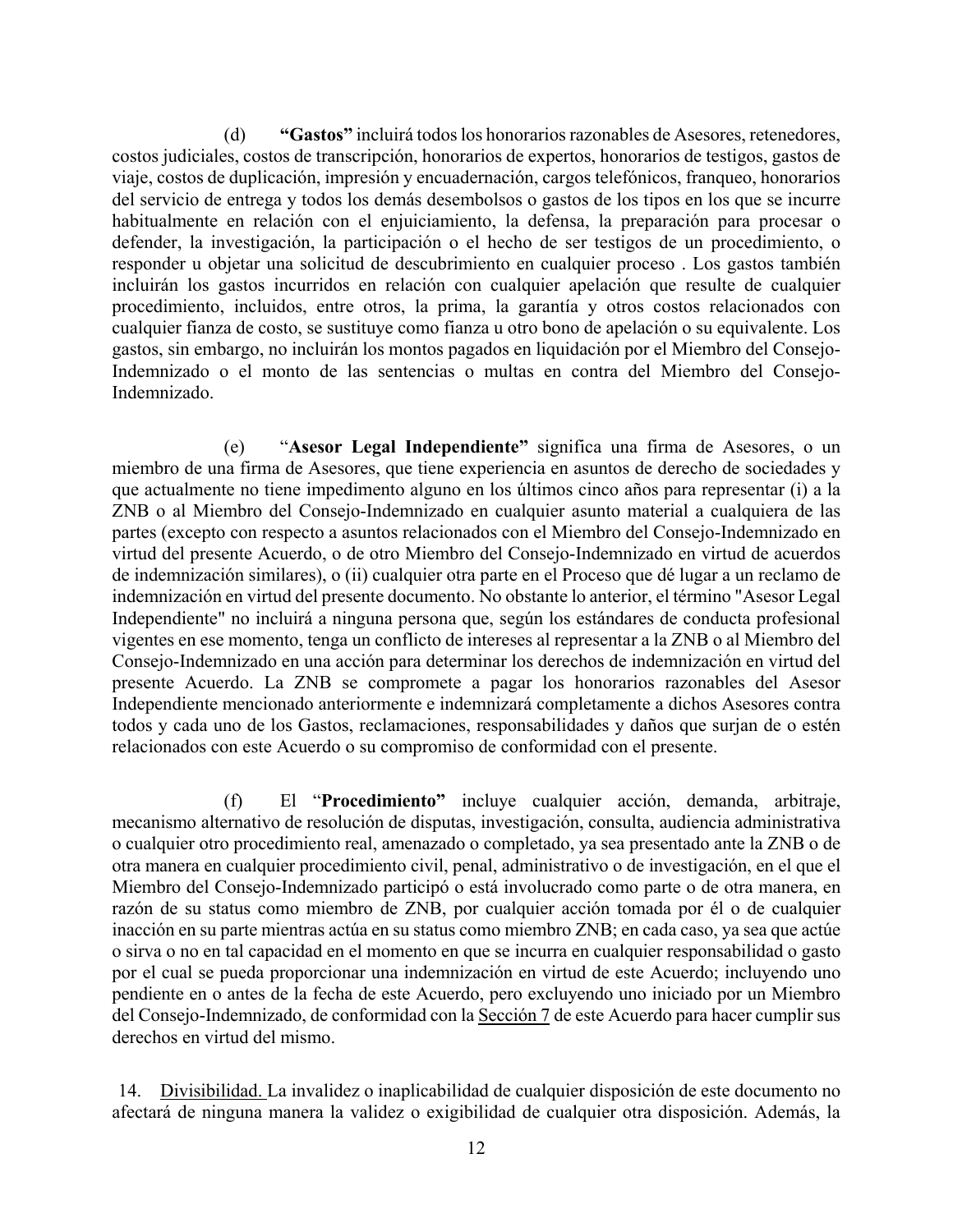(d) **"Gastos"** incluirá todos los honorarios razonables de Asesores, retenedores, costos judiciales, costos de transcripción, honorarios de expertos, honorarios de testigos, gastos de viaje, costos de duplicación, impresión y encuadernación, cargos telefónicos, franqueo, honorarios del servicio de entrega y todos los demás desembolsos o gastos de los tipos en los que se incurre habitualmente en relación con el enjuiciamiento, la defensa, la preparación para procesar o defender, la investigación, la participación o el hecho de ser testigos de un procedimiento, o responder u objetar una solicitud de descubrimiento en cualquier proceso . Los gastos también incluirán los gastos incurridos en relación con cualquier apelación que resulte de cualquier procedimiento, incluidos, entre otros, la prima, la garantía y otros costos relacionados con cualquier fianza de costo, se sustituye como fianza u otro bono de apelación o su equivalente. Los gastos, sin embargo, no incluirán los montos pagados en liquidación por el Miembro del Consejo-Indemnizado o el monto de las sentencias o multas en contra del Miembro del Consejo-Indemnizado.

(e) "**Asesor Legal Independiente"** significa una firma de Asesores, o un miembro de una firma de Asesores, que tiene experiencia en asuntos de derecho de sociedades y que actualmente no tiene impedimento alguno en los últimos cinco años para representar (i) a la ZNB o al Miembro del Consejo-Indemnizado en cualquier asunto material a cualquiera de las partes (excepto con respecto a asuntos relacionados con el Miembro del Consejo-Indemnizado en virtud del presente Acuerdo, o de otro Miembro del Consejo-Indemnizado en virtud de acuerdos de indemnización similares), o (ii) cualquier otra parte en el Proceso que dé lugar a un reclamo de indemnización en virtud del presente documento. No obstante lo anterior, el término "Asesor Legal Independiente" no incluirá a ninguna persona que, según los estándares de conducta profesional vigentes en ese momento, tenga un conflicto de intereses al representar a la ZNB o al Miembro del Consejo-Indemnizado en una acción para determinar los derechos de indemnización en virtud del presente Acuerdo. La ZNB se compromete a pagar los honorarios razonables del Asesor Independiente mencionado anteriormente e indemnizará completamente a dichos Asesores contra todos y cada uno de los Gastos, reclamaciones, responsabilidades y daños que surjan de o estén relacionados con este Acuerdo o su compromiso de conformidad con el presente.

(f) El "**Procedimiento"** incluye cualquier acción, demanda, arbitraje, mecanismo alternativo de resolución de disputas, investigación, consulta, audiencia administrativa o cualquier otro procedimiento real, amenazado o completado, ya sea presentado ante la ZNB o de otra manera en cualquier procedimiento civil, penal, administrativo o de investigación, en el que el Miembro del Consejo-Indemnizado participó o está involucrado como parte o de otra manera, en razón de su status como miembro de ZNB, por cualquier acción tomada por él o de cualquier inacción en su parte mientras actúa en su status como miembro ZNB; en cada caso, ya sea que actúe o sirva o no en tal capacidad en el momento en que se incurra en cualquier responsabilidad o gasto por el cual se pueda proporcionar una indemnización en virtud de este Acuerdo; incluyendo uno pendiente en o antes de la fecha de este Acuerdo, pero excluyendo uno iniciado por un Miembro del Consejo-Indemnizado, de conformidad con la Sección 7 de este Acuerdo para hacer cumplir sus derechos en virtud del mismo.

14. Divisibilidad. La invalidez o inaplicabilidad de cualquier disposición de este documento no afectará de ninguna manera la validez o exigibilidad de cualquier otra disposición. Además, la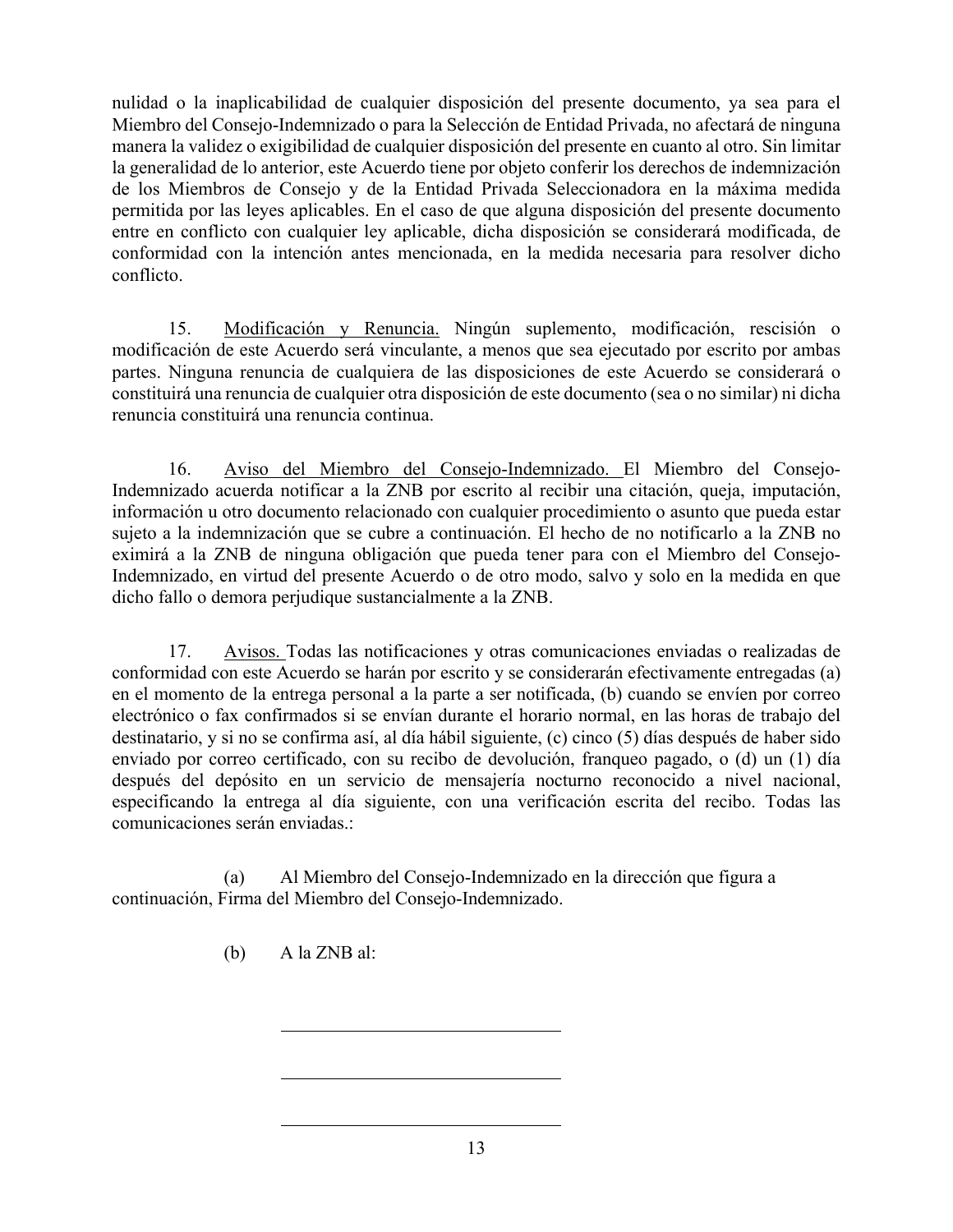nulidad o la inaplicabilidad de cualquier disposición del presente documento, ya sea para el Miembro del Consejo-Indemnizado o para la Selección de Entidad Privada, no afectará de ninguna manera la validez o exigibilidad de cualquier disposición del presente en cuanto al otro. Sin limitar la generalidad de lo anterior, este Acuerdo tiene por objeto conferir los derechos de indemnización de los Miembros de Consejo y de la Entidad Privada Seleccionadora en la máxima medida permitida por las leyes aplicables. En el caso de que alguna disposición del presente documento entre en conflicto con cualquier ley aplicable, dicha disposición se considerará modificada, de conformidad con la intención antes mencionada, en la medida necesaria para resolver dicho conflicto.

15. <u>Modificación y Renuncia.</u> Ningún suplemento, modificación, rescisión o modificación de este Acuerdo será vinculante, a menos que sea ejecutado por escrito por ambas partes. Ninguna renuncia de cualquiera de las disposiciones de este Acuerdo se considerará o constituirá una renuncia de cualquier otra disposición de este documento (sea o no similar) ni dicha renuncia constituirá una renuncia continua.

16. <u>Aviso del Miembro del Consejo-Indemnizado.</u> El Miembro del Consejo-Indemnizado acuerda notificar a la ZNB por escrito al recibir una citación, queja, imputación, información u otro documento relacionado con cualquier procedimiento o asunto que pueda estar sujeto a la indemnización que se cubre a continuación. El hecho de no notificarlo a la ZNB no eximirá a la ZNB de ninguna obligación que pueda tener para con el Miembro del Consejo-Indemnizado, en virtud del presente Acuerdo o de otro modo, salvo y solo en la medida en que dicho fallo o demora perjudique sustancialmente a la ZNB.

17. <u>Avisos.</u> Todas las notificaciones y otras comunicaciones enviadas o realizadas de conformidad con este Acuerdo se harán por escrito y se considerarán efectivamente entregadas (a) en el momento de la entrega personal a la parte a ser notificada, (b) cuando se envíen por correo electrónico o fax confirmados si se envían durante el horario normal, en las horas de trabajo del destinatario, y si no se confirma así, al día hábil siguiente, (c) cinco (5) días después de haber sido enviado por correo certificado, con su recibo de devolución, franqueo pagado, o (d) un (1) día después del depósito en un servicio de mensajería nocturno reconocido a nivel nacional, especificando la entrega al día siguiente, con una verificación escrita del recibo. Todas las comunicaciones serán enviadas.:

(a) Al Miembro del Consejo-Indemnizado en la dirección que figura a continuación, Firma del Miembro del Consejo-Indemnizado.

(b) A la ZNB al:

\_\_\_\_\_\_\_\_\_\_\_\_\_\_\_\_\_\_\_\_\_\_\_\_\_\_\_\_\_\_\_\_

\_\_\_\_\_\_\_\_\_\_\_\_\_\_\_\_\_\_\_\_\_\_\_\_\_\_\_\_\_\_\_\_

\_\_\_\_\_\_\_\_\_\_\_\_\_\_\_\_\_\_\_\_\_\_\_\_\_\_\_\_\_\_\_\_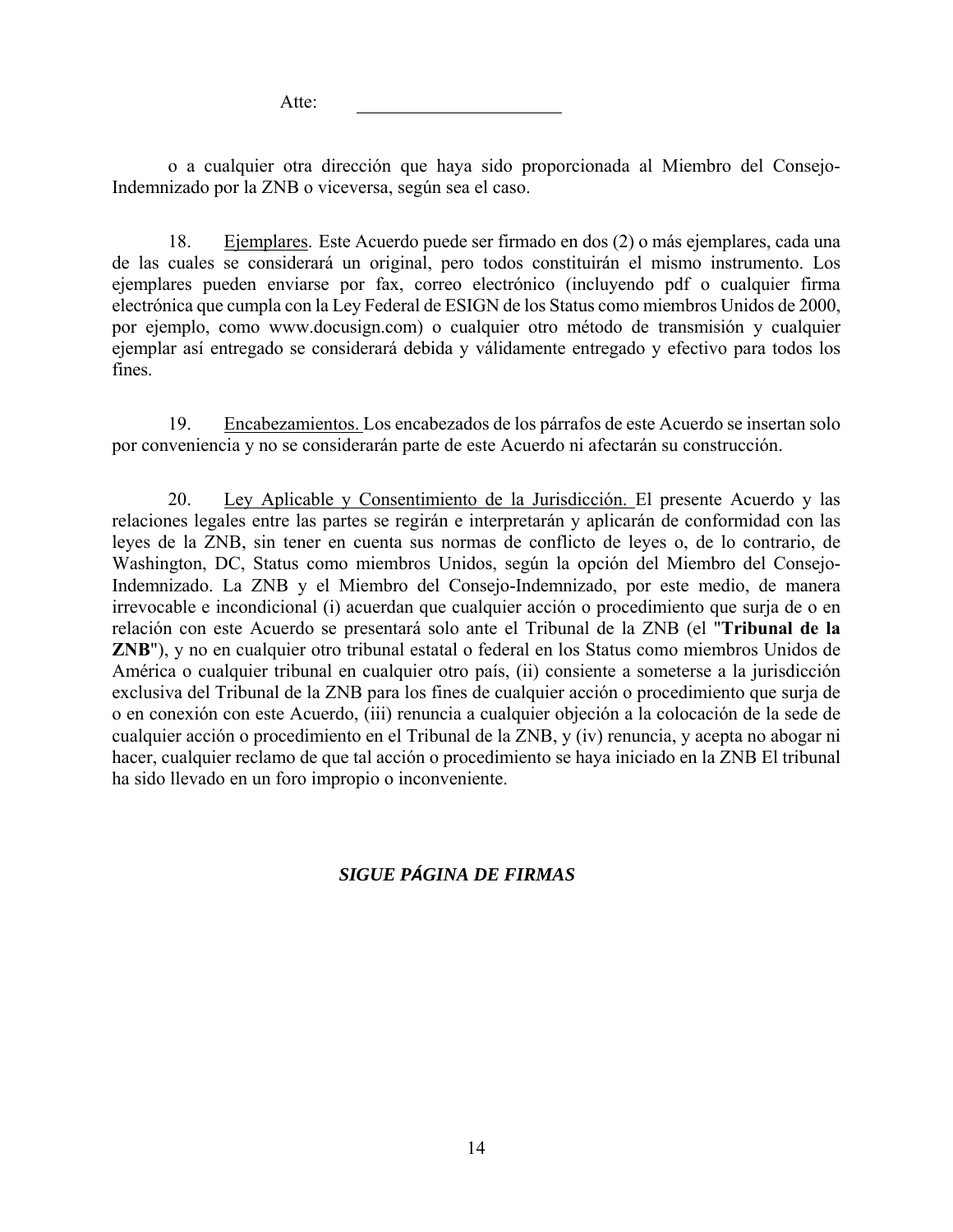Atte: ______________________

o a cualquier otra dirección que haya sido proporcionada al Miembro del Consejo-Indemnizado por la ZNB o viceversa, según sea el caso.

18. Ejemplares. Este Acuerdo puede ser firmado en dos (2) o más ejemplares, cada una de las cuales se considerará un original, pero todos constituirán el mismo instrumento. Los ejemplares pueden enviarse por fax, correo electrónico (incluyendo pdf o cualquier firma electrónica que cumpla con la Ley Federal de ESIGN de los Status como miembros Unidos de 2000, por ejemplo, como www.docusign.com) o cualquier otro método de transmisión y cualquier ejemplar así entregado se considerará debida y válidamente entregado y efectivo para todos los fines.

19. Encabezamientos. Los encabezados de los párrafos de este Acuerdo se insertan solo por conveniencia y no se considerarán parte de este Acuerdo ni afectarán su construcción.

20. Ley Aplicable y Consentimiento de la Jurisdicción. El presente Acuerdo y las relaciones legales entre las partes se regirán e interpretarán y aplicarán de conformidad con las leyes de la ZNB, sin tener en cuenta sus normas de conflicto de leyes o, de lo contrario, de Washington, DC, Status como miembros Unidos, según la opción del Miembro del Consejo-Indemnizado. La ZNB y el Miembro del Consejo-Indemnizado, por este medio, de manera irrevocable e incondicional (i) acuerdan que cualquier acción o procedimiento que surja de o en relación con este Acuerdo se presentará solo ante el Tribunal de la ZNB (el "**Tribunal de la ZNB**"), y no en cualquier otro tribunal estatal o federal en los Status como miembros Unidos de América o cualquier tribunal en cualquier otro país, (ii) consiente a someterse a la jurisdicción exclusiva del Tribunal de la ZNB para los fines de cualquier acción o procedimiento que surja de o en conexión con este Acuerdo, (iii) renuncia a cualquier objeción a la colocación de la sede de cualquier acción o procedimiento en el Tribunal de la ZNB, y (iv) renuncia, y acepta no abogar ni hacer, cualquier reclamo de que tal acción o procedimiento se haya iniciado en la ZNB El tribunal ha sido llevado en un foro impropio o inconveniente.

***SIGUE PÁGINA DE FIRMAS***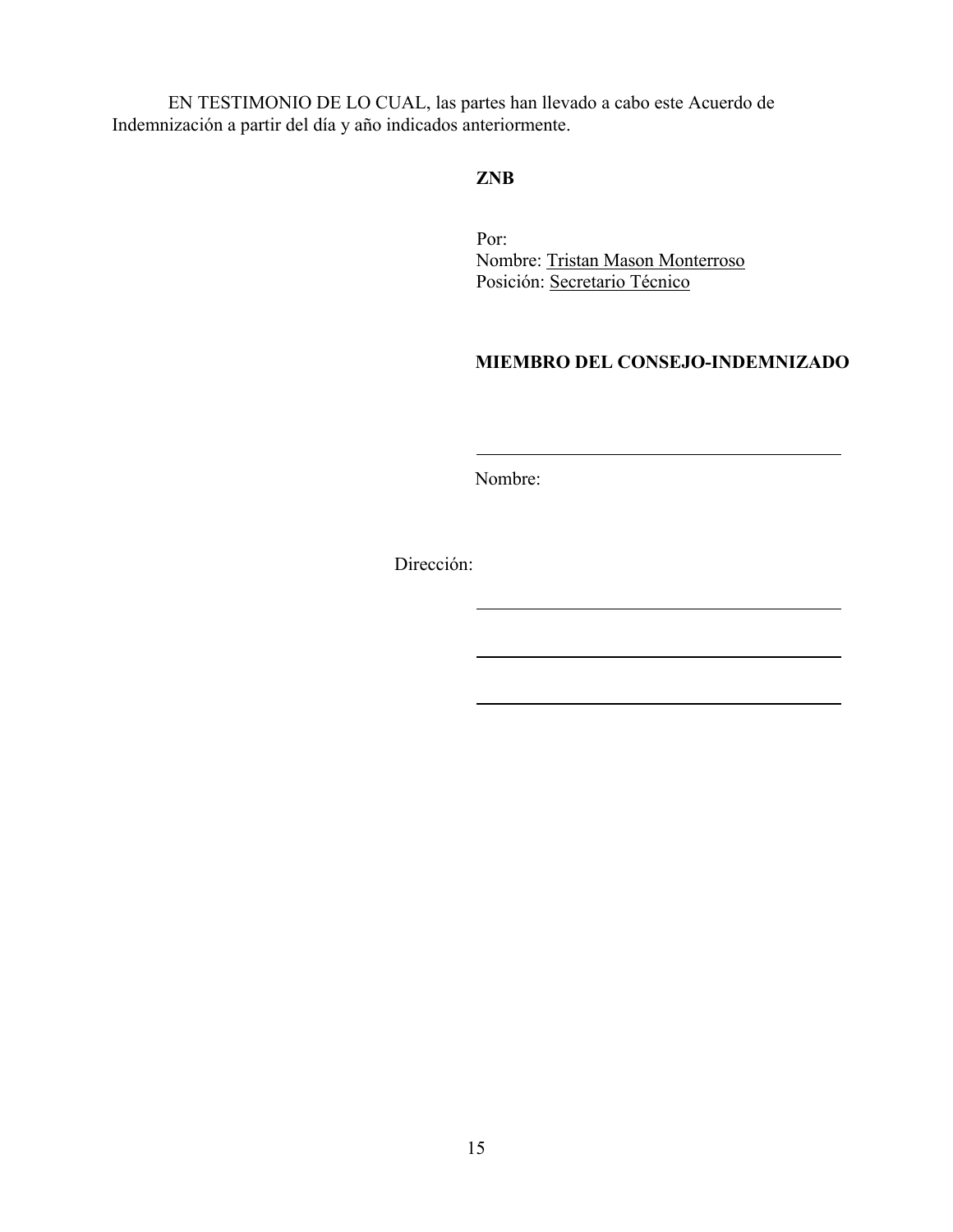EN TESTIMONIO DE LO CUAL, las partes han llevado a cabo este Acuerdo de Indemnización a partir del día y año indicados anteriormente.

**ZNB**

Por:
Nombre: Tristan Mason Monterroso
Posición: Secretario Técnico

**MIEMBRO DEL CONSEJO-INDEMNIZADO**

\_\_\_\_\_\_\_\_\_\_\_\_\_\_\_\_\_\_\_\_\_\_\_\_\_\_\_\_\_\_\_\_\_\_\_\_\_\_\_\_

Nombre:

Dirección:

\_\_\_\_\_\_\_\_\_\_\_\_\_\_\_\_\_\_\_\_\_\_\_\_\_\_\_\_\_\_\_\_\_\_\_\_\_\_\_\_

\_\_\_\_\_\_\_\_\_\_\_\_\_\_\_\_\_\_\_\_\_\_\_\_\_\_\_\_\_\_\_\_\_\_\_\_\_\_\_\_

\_\_\_\_\_\_\_\_\_\_\_\_\_\_\_\_\_\_\_\_\_\_\_\_\_\_\_\_\_\_\_\_\_\_\_\_\_\_\_\_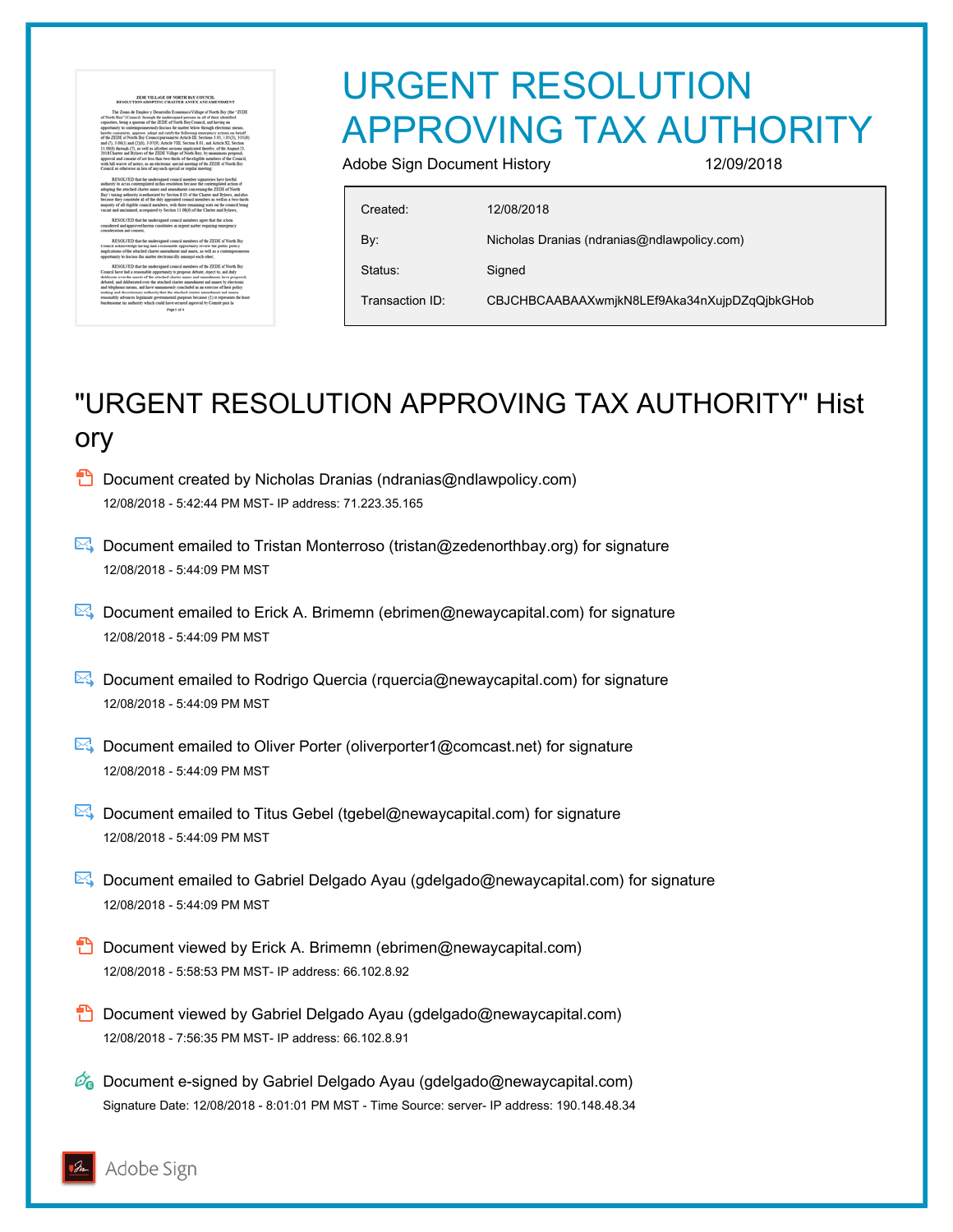# URGENT RESOLUTION APPROVING TAX AUTHORITY

Adobe Sign Document History 12/09/2018

| | |
|---|---|
| Created: | 12/08/2018 |
| By: | Nicholas Dranias (ndranias@ndlawpolicy.com) |
| Status: | Signed |
| Transaction ID: | CBJCHBCAABAAXwmjkN8LEf9Aka34nXujpDZqQjbkGHob |

## "URGENT RESOLUTION APPROVING TAX AUTHORITY" History

Document created by Nicholas Dranias (ndranias@ndlawpolicy.com)
12/08/2018 - 5:42:44 PM MST- IP address: 71.223.35.165

Document emailed to Tristan Monterroso (tristan@zedenorthbay.org) for signature
12/08/2018 - 5:44:09 PM MST

Document emailed to Erick A. Brimemn (ebrimen@newaycapital.com) for signature
12/08/2018 - 5:44:09 PM MST

Document emailed to Rodrigo Quercia (rquercia@newaycapital.com) for signature
12/08/2018 - 5:44:09 PM MST

Document emailed to Oliver Porter (oliverporter1@comcast.net) for signature
12/08/2018 - 5:44:09 PM MST

Document emailed to Titus Gebel (tgebel@newaycapital.com) for signature
12/08/2018 - 5:44:09 PM MST

Document emailed to Gabriel Delgado Ayau (gdelgado@newaycapital.com) for signature
12/08/2018 - 5:44:09 PM MST

Document viewed by Erick A. Brimemn (ebrimen@newaycapital.com)
12/08/2018 - 5:58:53 PM MST- IP address: 66.102.8.92

Document viewed by Gabriel Delgado Ayau (gdelgado@newaycapital.com)
12/08/2018 - 7:56:35 PM MST- IP address: 66.102.8.91

Document e-signed by Gabriel Delgado Ayau (gdelgado@newaycapital.com)
Signature Date: 12/08/2018 - 8:01:01 PM MST - Time Source: server- IP address: 190.148.48.34

Adobe Sign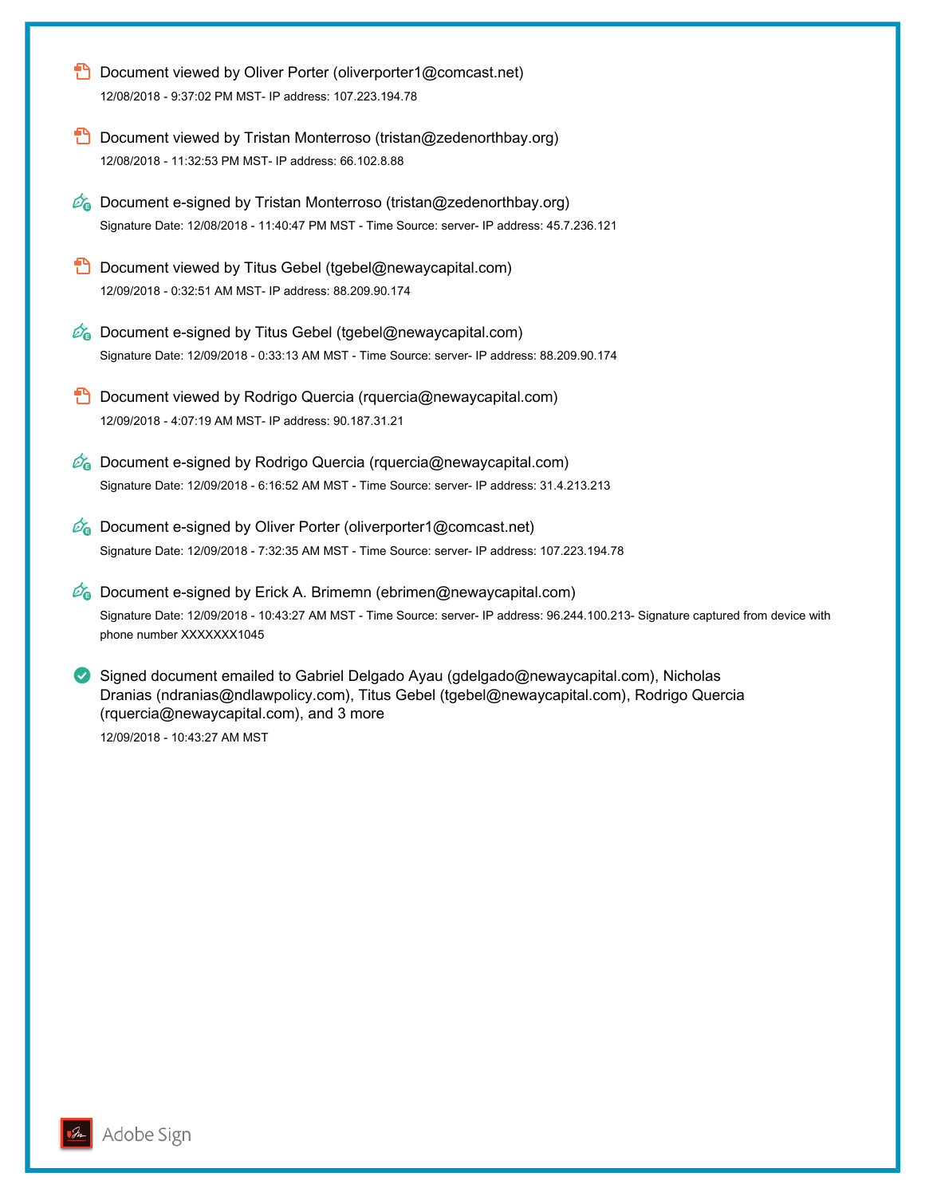Document viewed by Oliver Porter (oliverporter1@comcast.net)

12/08/2018 - 9:37:02 PM MST- IP address: 107.223.194.78

Document viewed by Tristan Monterroso (tristan@zedenorthbay.org)

12/08/2018 - 11:32:53 PM MST- IP address: 66.102.8.88

Document e-signed by Tristan Monterroso (tristan@zedenorthbay.org)

Signature Date: 12/08/2018 - 11:40:47 PM MST - Time Source: server- IP address: 45.7.236.121

Document viewed by Titus Gebel (tgebel@newaycapital.com)

12/09/2018 - 0:32:51 AM MST- IP address: 88.209.90.174

Document e-signed by Titus Gebel (tgebel@newaycapital.com)

Signature Date: 12/09/2018 - 0:33:13 AM MST - Time Source: server- IP address: 88.209.90.174

Document viewed by Rodrigo Quercia (rquercia@newaycapital.com)

12/09/2018 - 4:07:19 AM MST- IP address: 90.187.31.21

Document e-signed by Rodrigo Quercia (rquercia@newaycapital.com)

Signature Date: 12/09/2018 - 6:16:52 AM MST - Time Source: server- IP address: 31.4.213.213

Document e-signed by Oliver Porter (oliverporter1@comcast.net)

Signature Date: 12/09/2018 - 7:32:35 AM MST - Time Source: server- IP address: 107.223.194.78

Document e-signed by Erick A. Brimemn (ebrimen@newaycapital.com)

Signature Date: 12/09/2018 - 10:43:27 AM MST - Time Source: server- IP address: 96.244.100.213- Signature captured from device with phone number XXXXXXX1045

Signed document emailed to Gabriel Delgado Ayau (gdelgado@newaycapital.com), Nicholas Dranias (ndranias@ndlawpolicy.com), Titus Gebel (tgebel@newaycapital.com), Rodrigo Quercia (rquercia@newaycapital.com), and 3 more

12/09/2018 - 10:43:27 AM MST

Adobe Sign